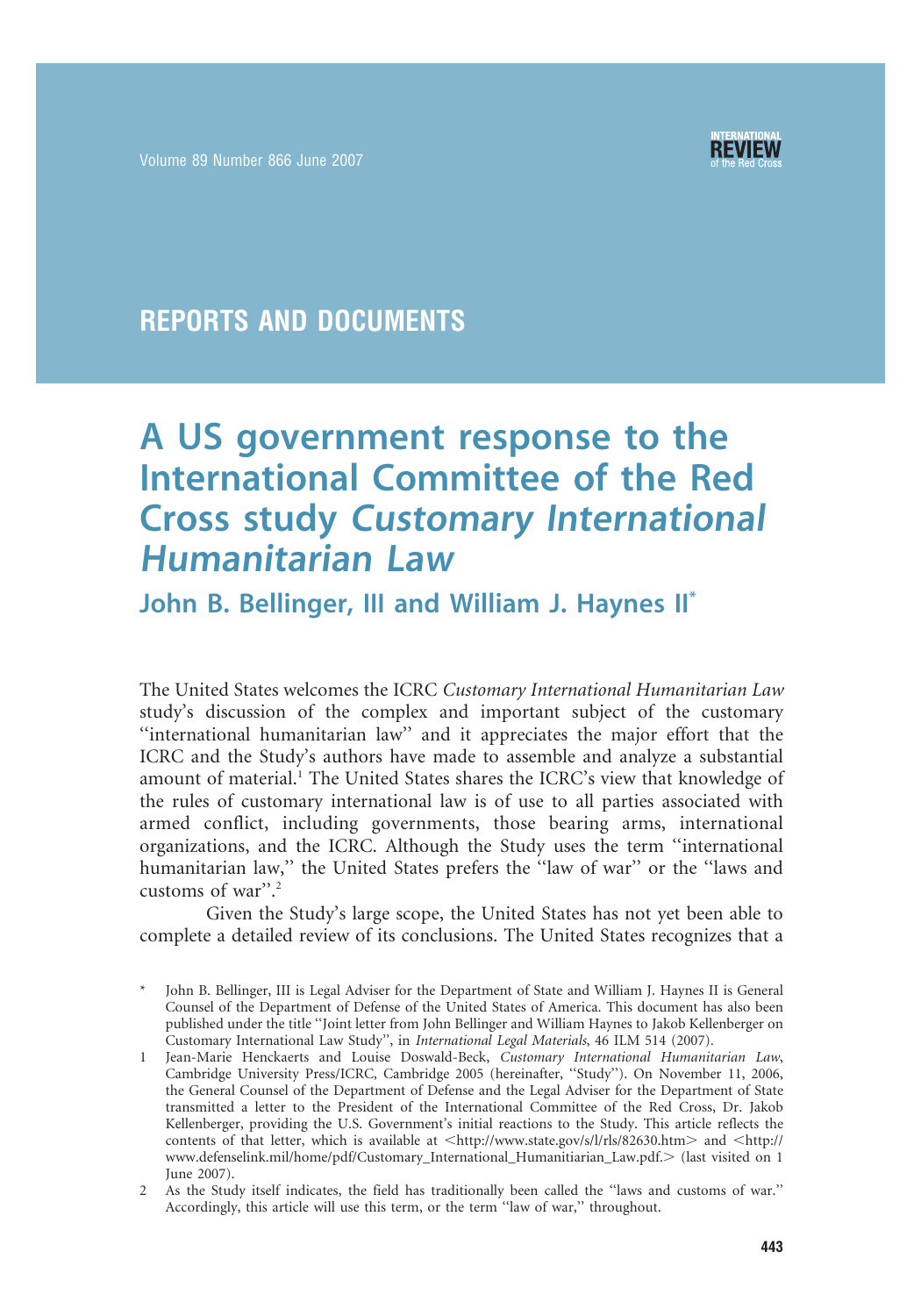REPORTS AND DOCUMENTS

# A US government response to the International Committee of the Red Cross study *Customary International Humanitarian Law*

## John B. Bellinger, III and William J. Haynes II*

The United States welcomes the ICRC *Customary International Humanitarian Law* study's discussion of the complex and important subject of the customary "international humanitarian law" and it appreciates the major effort that the ICRC and the Study's authors have made to assemble and analyze a substantial amount of material.[1] The United States shares the ICRC's view that knowledge of the rules of customary international law is of use to all parties associated with armed conflict, including governments, those bearing arms, international organizations, and the ICRC. Although the Study uses the term "international humanitarian law," the United States prefers the "law of war" or the "laws and customs of war".[2]

Given the Study's large scope, the United States has not yet been able to complete a detailed review of its conclusions. The United States recognizes that a

---

\* John B. Bellinger, III is Legal Adviser for the Department of State and William J. Haynes II is General Counsel of the Department of Defense of the United States of America. This document has also been published under the title "Joint letter from John Bellinger and William Haynes to Jakob Kellenberger on Customary International Law Study", in *International Legal Materials*, 46 ILM 514 (2007).

1 Jean-Marie Henckaerts and Louise Doswald-Beck, *Customary International Humanitarian Law*, Cambridge University Press/ICRC, Cambridge 2005 (hereinafter, "Study"). On November 11, 2006, the General Counsel of the Department of Defense and the Legal Adviser for the Department of State transmitted a letter to the President of the International Committee of the Red Cross, Dr. Jakob Kellenberger, providing the U.S. Government's initial reactions to the Study. This article reflects the contents of that letter, which is available at <http://www.state.gov/s/l/rls/82630.htm> and <http://www.defenselink.mil/home/pdf/Customary_International_Humanitiarian_Law.pdf.> (last visited on 1 June 2007).

2 As the Study itself indicates, the field has traditionally been called the "laws and customs of war." Accordingly, this article will use this term, or the term "law of war," throughout.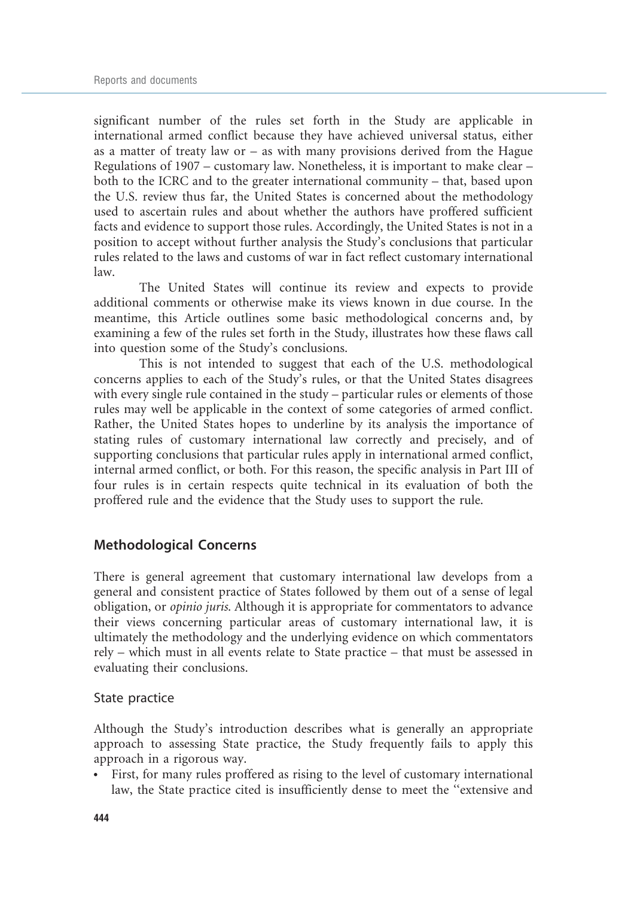significant number of the rules set forth in the Study are applicable in international armed conflict because they have achieved universal status, either as a matter of treaty law or – as with many provisions derived from the Hague Regulations of 1907 – customary law. Nonetheless, it is important to make clear – both to the ICRC and to the greater international community – that, based upon the U.S. review thus far, the United States is concerned about the methodology used to ascertain rules and about whether the authors have proffered sufficient facts and evidence to support those rules. Accordingly, the United States is not in a position to accept without further analysis the Study's conclusions that particular rules related to the laws and customs of war in fact reflect customary international law.

The United States will continue its review and expects to provide additional comments or otherwise make its views known in due course. In the meantime, this Article outlines some basic methodological concerns and, by examining a few of the rules set forth in the Study, illustrates how these flaws call into question some of the Study's conclusions.

This is not intended to suggest that each of the U.S. methodological concerns applies to each of the Study's rules, or that the United States disagrees with every single rule contained in the study – particular rules or elements of those rules may well be applicable in the context of some categories of armed conflict. Rather, the United States hopes to underline by its analysis the importance of stating rules of customary international law correctly and precisely, and of supporting conclusions that particular rules apply in international armed conflict, internal armed conflict, or both. For this reason, the specific analysis in Part III of four rules is in certain respects quite technical in its evaluation of both the proffered rule and the evidence that the Study uses to support the rule.

## Methodological Concerns

There is general agreement that customary international law develops from a general and consistent practice of States followed by them out of a sense of legal obligation, or *opinio juris*. Although it is appropriate for commentators to advance their views concerning particular areas of customary international law, it is ultimately the methodology and the underlying evidence on which commentators rely – which must in all events relate to State practice – that must be assessed in evaluating their conclusions.

### State practice

Although the Study's introduction describes what is generally an appropriate approach to assessing State practice, the Study frequently fails to apply this approach in a rigorous way.

- First, for many rules proffered as rising to the level of customary international law, the State practice cited is insufficiently dense to meet the "extensive and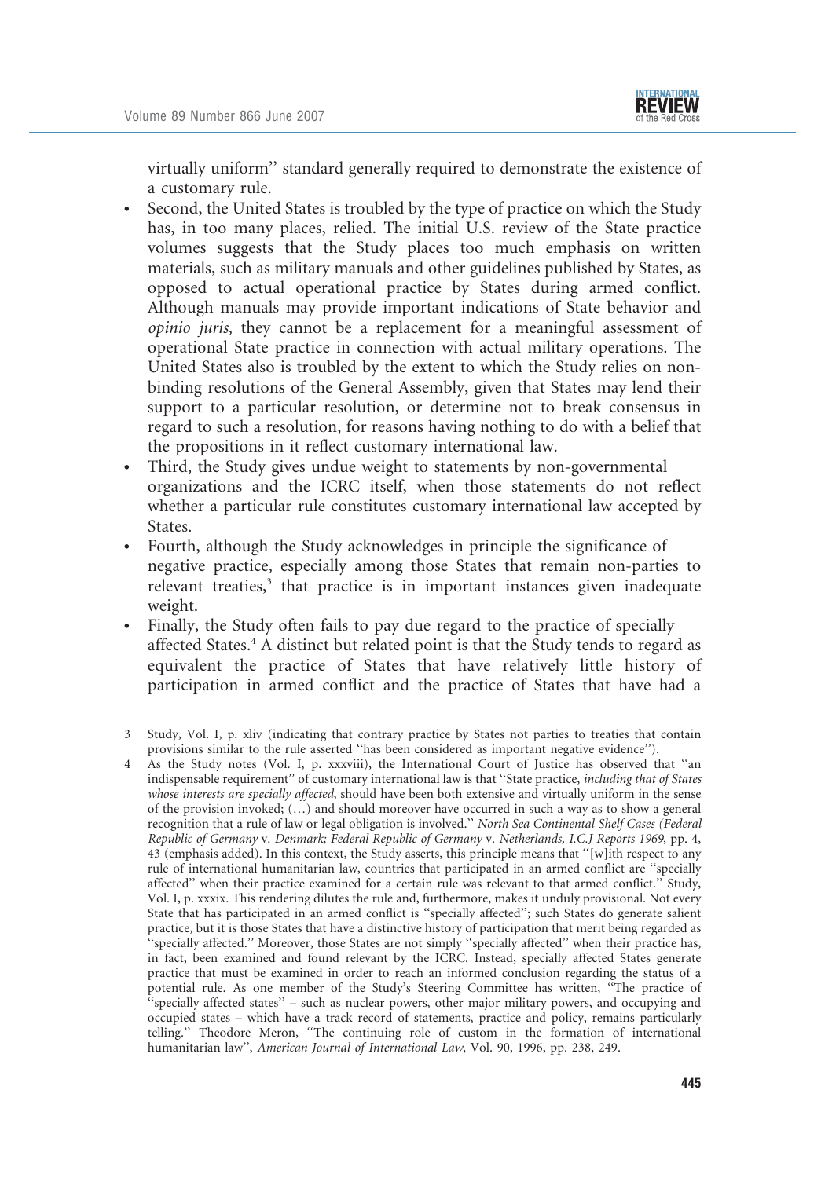virtually uniform'' standard generally required to demonstrate the existence of a customary rule.

- Second, the United States is troubled by the type of practice on which the Study has, in too many places, relied. The initial U.S. review of the State practice volumes suggests that the Study places too much emphasis on written materials, such as military manuals and other guidelines published by States, as opposed to actual operational practice by States during armed conflict. Although manuals may provide important indications of State behavior and *opinio juris*, they cannot be a replacement for a meaningful assessment of operational State practice in connection with actual military operations. The United States also is troubled by the extent to which the Study relies on non-binding resolutions of the General Assembly, given that States may lend their support to a particular resolution, or determine not to break consensus in regard to such a resolution, for reasons having nothing to do with a belief that the propositions in it reflect customary international law.
- Third, the Study gives undue weight to statements by non-governmental organizations and the ICRC itself, when those statements do not reflect whether a particular rule constitutes customary international law accepted by States.
- Fourth, although the Study acknowledges in principle the significance of negative practice, especially among those States that remain non-parties to relevant treaties,[3] that practice is in important instances given inadequate weight.
- Finally, the Study often fails to pay due regard to the practice of specially affected States.[4] A distinct but related point is that the Study tends to regard as equivalent the practice of States that have relatively little history of participation in armed conflict and the practice of States that have had a

3 Study, Vol. I, p. xliv (indicating that contrary practice by States not parties to treaties that contain provisions similar to the rule asserted "has been considered as important negative evidence").

4 As the Study notes (Vol. I, p. xxxviii), the International Court of Justice has observed that "an indispensable requirement" of customary international law is that "State practice, *including that of States whose interests are specially affected*, should have been both extensive and virtually uniform in the sense of the provision invoked; (…) and should moreover have occurred in such a way as to show a general recognition that a rule of law or legal obligation is involved." *North Sea Continental Shelf Cases (Federal Republic of Germany* v. *Denmark; Federal Republic of Germany* v. *Netherlands, I.C.J Reports 1969*, pp. 4, 43 (emphasis added). In this context, the Study asserts, this principle means that "[w]ith respect to any rule of international humanitarian law, countries that participated in an armed conflict are "specially affected" when their practice examined for a certain rule was relevant to that armed conflict." Study, Vol. I, p. xxxix. This rendering dilutes the rule and, furthermore, makes it unduly provisional. Not every State that has participated in an armed conflict is "specially affected"; such States do generate salient practice, but it is those States that have a distinctive history of participation that merit being regarded as "specially affected." Moreover, those States are not simply "specially affected" when their practice has, in fact, been examined and found relevant by the ICRC. Instead, specially affected States generate practice that must be examined in order to reach an informed conclusion regarding the status of a potential rule. As one member of the Study's Steering Committee has written, "The practice of "specially affected states" – such as nuclear powers, other major military powers, and occupying and occupied states – which have a track record of statements, practice and policy, remains particularly telling." Theodore Meron, "The continuing role of custom in the formation of international humanitarian law", *American Journal of International Law*, Vol. 90, 1996, pp. 238, 249.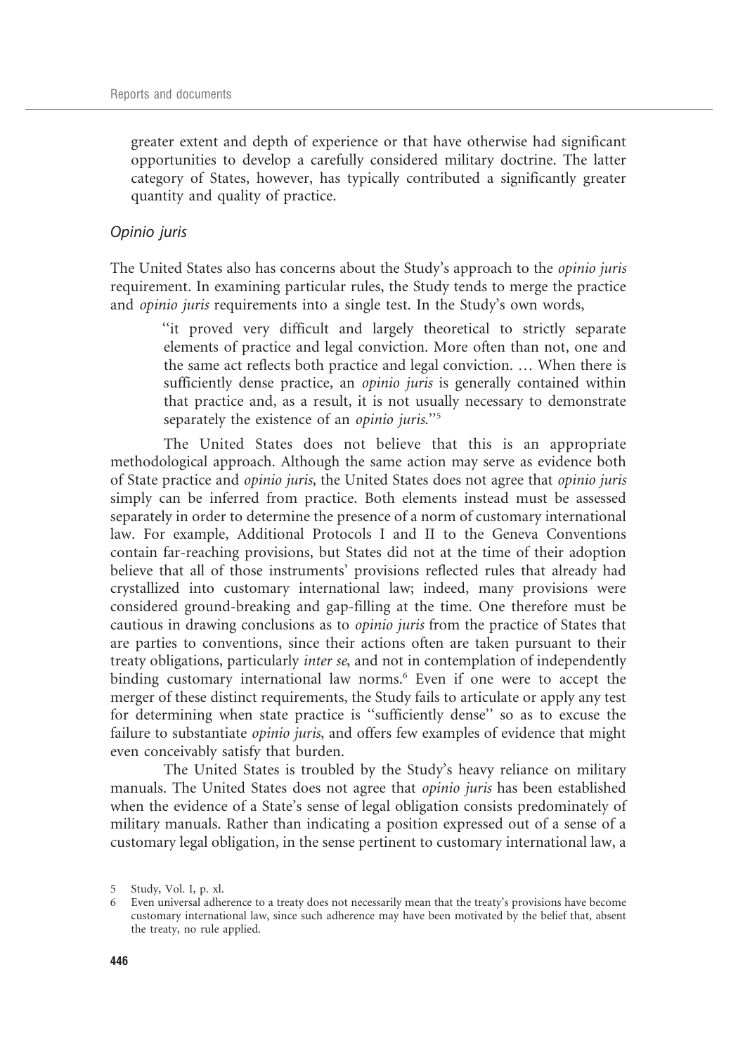greater extent and depth of experience or that have otherwise had significant opportunities to develop a carefully considered military doctrine. The latter category of States, however, has typically contributed a significantly greater quantity and quality of practice.

### *Opinio juris*

The United States also has concerns about the Study's approach to the *opinio juris* requirement. In examining particular rules, the Study tends to merge the practice and *opinio juris* requirements into a single test. In the Study's own words,

> "it proved very difficult and largely theoretical to strictly separate elements of practice and legal conviction. More often than not, one and the same act reflects both practice and legal conviction. … When there is sufficiently dense practice, an *opinio juris* is generally contained within that practice and, as a result, it is not usually necessary to demonstrate separately the existence of an *opinio juris*."[5]

The United States does not believe that this is an appropriate methodological approach. Although the same action may serve as evidence both of State practice and *opinio juris*, the United States does not agree that *opinio juris* simply can be inferred from practice. Both elements instead must be assessed separately in order to determine the presence of a norm of customary international law. For example, Additional Protocols I and II to the Geneva Conventions contain far-reaching provisions, but States did not at the time of their adoption believe that all of those instruments' provisions reflected rules that already had crystallized into customary international law; indeed, many provisions were considered ground-breaking and gap-filling at the time. One therefore must be cautious in drawing conclusions as to *opinio juris* from the practice of States that are parties to conventions, since their actions often are taken pursuant to their treaty obligations, particularly *inter se*, and not in contemplation of independently binding customary international law norms.[6] Even if one were to accept the merger of these distinct requirements, the Study fails to articulate or apply any test for determining when state practice is "sufficiently dense" so as to excuse the failure to substantiate *opinio juris*, and offers few examples of evidence that might even conceivably satisfy that burden.

The United States is troubled by the Study's heavy reliance on military manuals. The United States does not agree that *opinio juris* has been established when the evidence of a State's sense of legal obligation consists predominately of military manuals. Rather than indicating a position expressed out of a sense of a customary legal obligation, in the sense pertinent to customary international law, a

---

5 Study, Vol. I, p. xl.

6 Even universal adherence to a treaty does not necessarily mean that the treaty's provisions have become customary international law, since such adherence may have been motivated by the belief that, absent the treaty, no rule applied.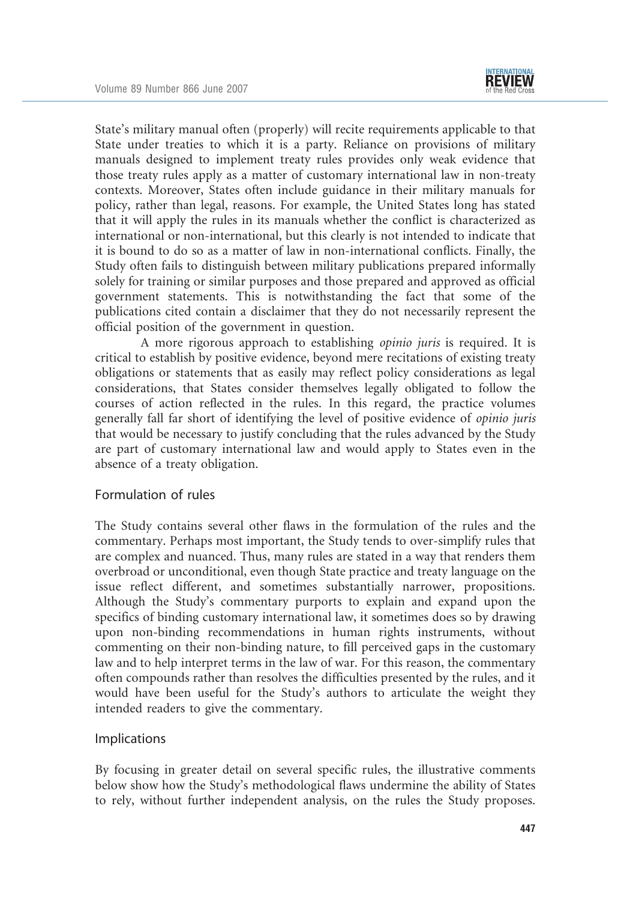State's military manual often (properly) will recite requirements applicable to that State under treaties to which it is a party. Reliance on provisions of military manuals designed to implement treaty rules provides only weak evidence that those treaty rules apply as a matter of customary international law in non-treaty contexts. Moreover, States often include guidance in their military manuals for policy, rather than legal, reasons. For example, the United States long has stated that it will apply the rules in its manuals whether the conflict is characterized as international or non-international, but this clearly is not intended to indicate that it is bound to do so as a matter of law in non-international conflicts. Finally, the Study often fails to distinguish between military publications prepared informally solely for training or similar purposes and those prepared and approved as official government statements. This is notwithstanding the fact that some of the publications cited contain a disclaimer that they do not necessarily represent the official position of the government in question.

A more rigorous approach to establishing *opinio juris* is required. It is critical to establish by positive evidence, beyond mere recitations of existing treaty obligations or statements that as easily may reflect policy considerations as legal considerations, that States consider themselves legally obligated to follow the courses of action reflected in the rules. In this regard, the practice volumes generally fall far short of identifying the level of positive evidence of *opinio juris* that would be necessary to justify concluding that the rules advanced by the Study are part of customary international law and would apply to States even in the absence of a treaty obligation.

## Formulation of rules

The Study contains several other flaws in the formulation of the rules and the commentary. Perhaps most important, the Study tends to over-simplify rules that are complex and nuanced. Thus, many rules are stated in a way that renders them overbroad or unconditional, even though State practice and treaty language on the issue reflect different, and sometimes substantially narrower, propositions. Although the Study's commentary purports to explain and expand upon the specifics of binding customary international law, it sometimes does so by drawing upon non-binding recommendations in human rights instruments, without commenting on their non-binding nature, to fill perceived gaps in the customary law and to help interpret terms in the law of war. For this reason, the commentary often compounds rather than resolves the difficulties presented by the rules, and it would have been useful for the Study's authors to articulate the weight they intended readers to give the commentary.

## Implications

By focusing in greater detail on several specific rules, the illustrative comments below show how the Study's methodological flaws undermine the ability of States to rely, without further independent analysis, on the rules the Study proposes.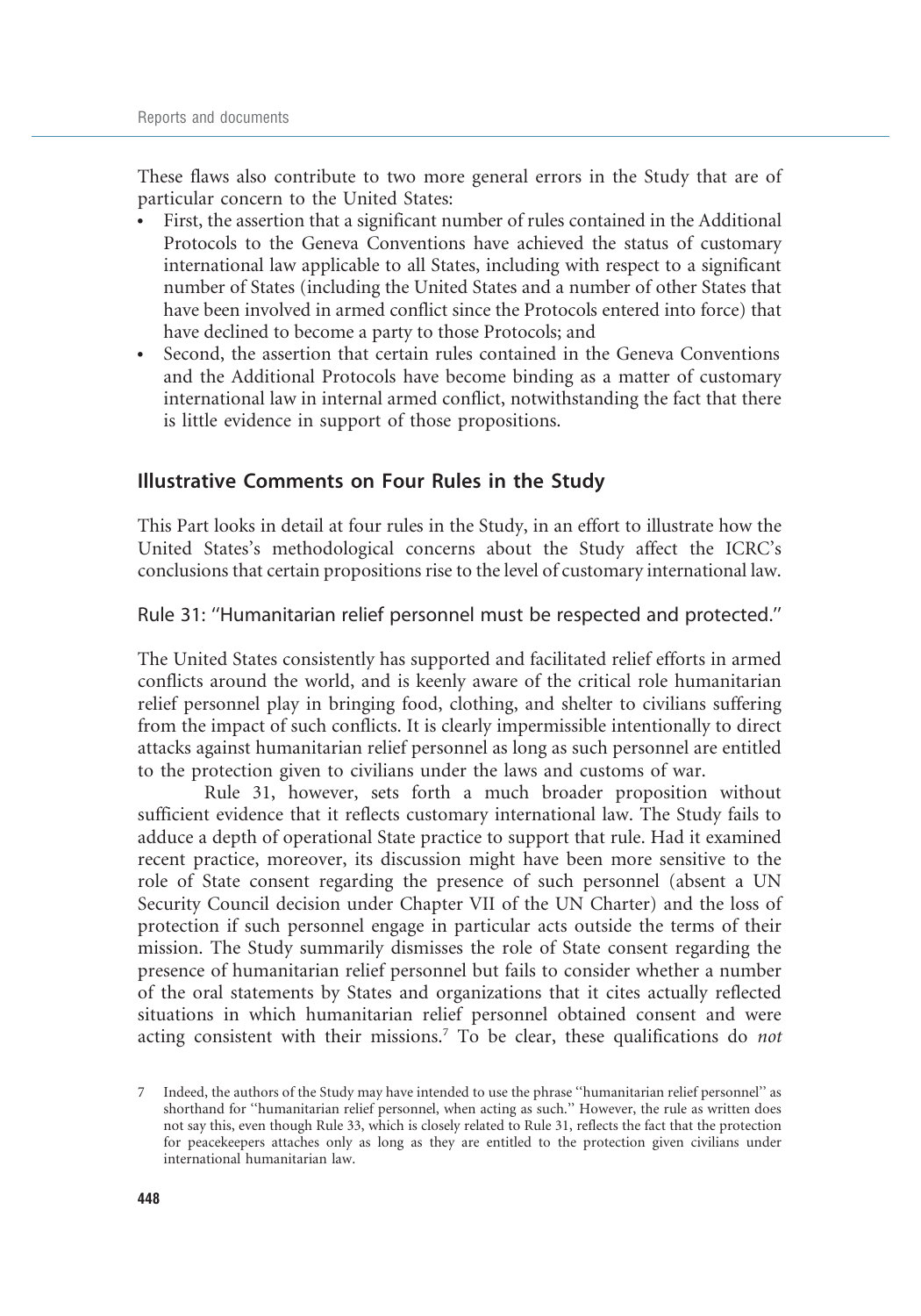These flaws also contribute to two more general errors in the Study that are of particular concern to the United States:

- First, the assertion that a significant number of rules contained in the Additional Protocols to the Geneva Conventions have achieved the status of customary international law applicable to all States, including with respect to a significant number of States (including the United States and a number of other States that have been involved in armed conflict since the Protocols entered into force) that have declined to become a party to those Protocols; and
- Second, the assertion that certain rules contained in the Geneva Conventions and the Additional Protocols have become binding as a matter of customary international law in internal armed conflict, notwithstanding the fact that there is little evidence in support of those propositions.

## Illustrative Comments on Four Rules in the Study

This Part looks in detail at four rules in the Study, in an effort to illustrate how the United States's methodological concerns about the Study affect the ICRC's conclusions that certain propositions rise to the level of customary international law.

### Rule 31: "Humanitarian relief personnel must be respected and protected."

The United States consistently has supported and facilitated relief efforts in armed conflicts around the world, and is keenly aware of the critical role humanitarian relief personnel play in bringing food, clothing, and shelter to civilians suffering from the impact of such conflicts. It is clearly impermissible intentionally to direct attacks against humanitarian relief personnel as long as such personnel are entitled to the protection given to civilians under the laws and customs of war.

Rule 31, however, sets forth a much broader proposition without sufficient evidence that it reflects customary international law. The Study fails to adduce a depth of operational State practice to support that rule. Had it examined recent practice, moreover, its discussion might have been more sensitive to the role of State consent regarding the presence of such personnel (absent a UN Security Council decision under Chapter VII of the UN Charter) and the loss of protection if such personnel engage in particular acts outside the terms of their mission. The Study summarily dismisses the role of State consent regarding the presence of humanitarian relief personnel but fails to consider whether a number of the oral statements by States and organizations that it cites actually reflected situations in which humanitarian relief personnel obtained consent and were acting consistent with their missions.[7] To be clear, these qualifications do *not*

7 Indeed, the authors of the Study may have intended to use the phrase "humanitarian relief personnel" as shorthand for "humanitarian relief personnel, when acting as such." However, the rule as written does not say this, even though Rule 33, which is closely related to Rule 31, reflects the fact that the protection for peacekeepers attaches only as long as they are entitled to the protection given civilians under international humanitarian law.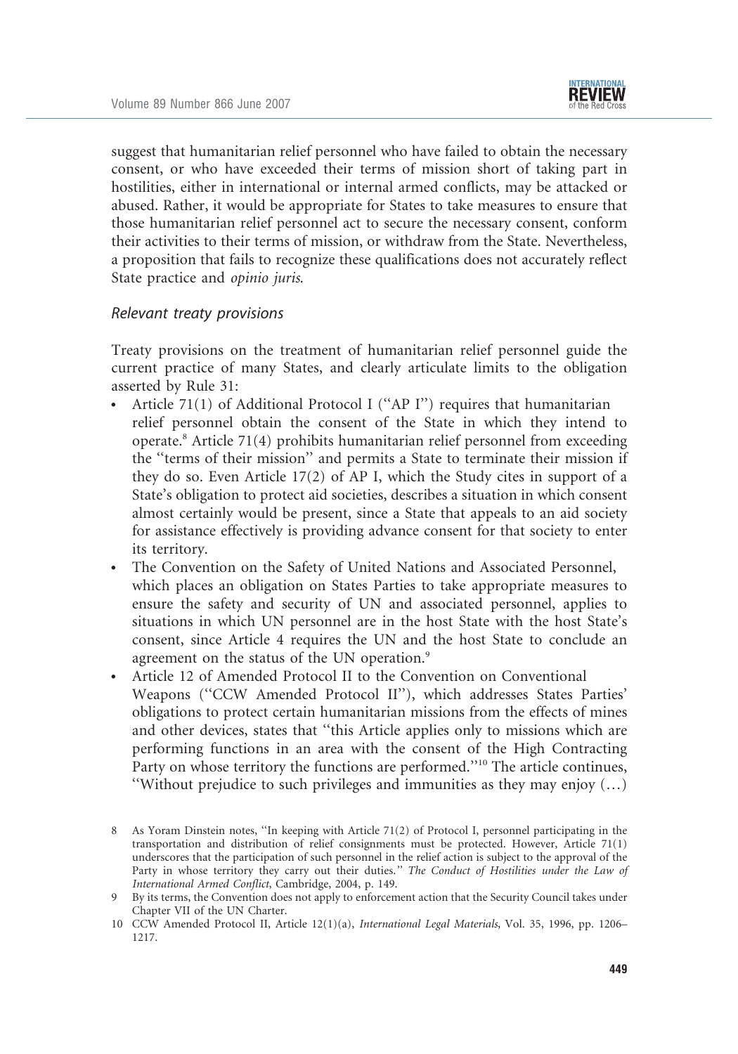suggest that humanitarian relief personnel who have failed to obtain the necessary consent, or who have exceeded their terms of mission short of taking part in hostilities, either in international or internal armed conflicts, may be attacked or abused. Rather, it would be appropriate for States to take measures to ensure that those humanitarian relief personnel act to secure the necessary consent, conform their activities to their terms of mission, or withdraw from the State. Nevertheless, a proposition that fails to recognize these qualifications does not accurately reflect State practice and *opinio juris*.

### *Relevant treaty provisions*

Treaty provisions on the treatment of humanitarian relief personnel guide the current practice of many States, and clearly articulate limits to the obligation asserted by Rule 31:

- Article 71(1) of Additional Protocol I ("AP I") requires that humanitarian relief personnel obtain the consent of the State in which they intend to operate.[8] Article 71(4) prohibits humanitarian relief personnel from exceeding the "terms of their mission" and permits a State to terminate their mission if they do so. Even Article 17(2) of AP I, which the Study cites in support of a State's obligation to protect aid societies, describes a situation in which consent almost certainly would be present, since a State that appeals to an aid society for assistance effectively is providing advance consent for that society to enter its territory.
- The Convention on the Safety of United Nations and Associated Personnel, which places an obligation on States Parties to take appropriate measures to ensure the safety and security of UN and associated personnel, applies to situations in which UN personnel are in the host State with the host State's consent, since Article 4 requires the UN and the host State to conclude an agreement on the status of the UN operation.[9]
- Article 12 of Amended Protocol II to the Convention on Conventional Weapons ("CCW Amended Protocol II"), which addresses States Parties' obligations to protect certain humanitarian missions from the effects of mines and other devices, states that "this Article applies only to missions which are performing functions in an area with the consent of the High Contracting Party on whose territory the functions are performed."[10] The article continues, "Without prejudice to such privileges and immunities as they may enjoy (…)

---

8 As Yoram Dinstein notes, "In keeping with Article 71(2) of Protocol I, personnel participating in the transportation and distribution of relief consignments must be protected. However, Article 71(1) underscores that the participation of such personnel in the relief action is subject to the approval of the Party in whose territory they carry out their duties." *The Conduct of Hostilities under the Law of International Armed Conflict*, Cambridge, 2004, p. 149.

9 By its terms, the Convention does not apply to enforcement action that the Security Council takes under Chapter VII of the UN Charter.

10 CCW Amended Protocol II, Article 12(1)(a), *International Legal Materials*, Vol. 35, 1996, pp. 1206–1217.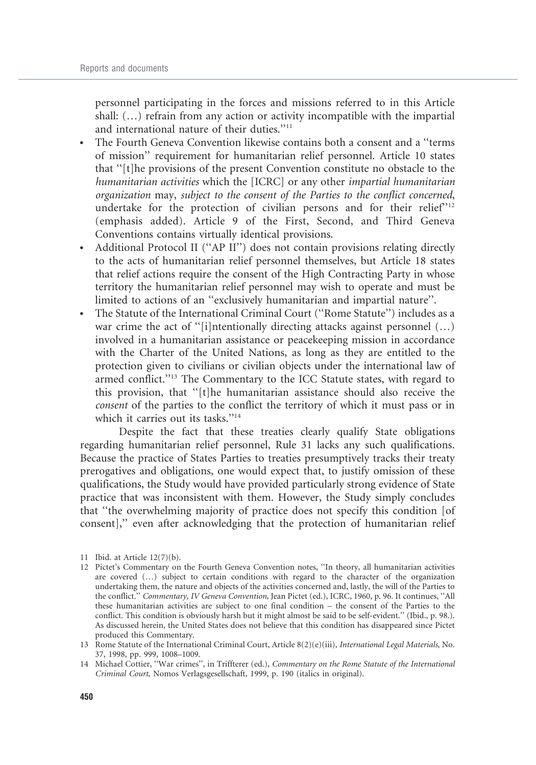personnel participating in the forces and missions referred to in this Article shall: (…) refrain from any action or activity incompatible with the impartial and international nature of their duties.''[11]

- The Fourth Geneva Convention likewise contains both a consent and a ''terms of mission'' requirement for humanitarian relief personnel. Article 10 states that ''[t]he provisions of the present Convention constitute no obstacle to the *humanitarian activities* which the [ICRC] or any other *impartial humanitarian organization* may, *subject to the consent of the Parties to the conflict concerned*, undertake for the protection of civilian persons and for their relief''[12] (emphasis added). Article 9 of the First, Second, and Third Geneva Conventions contains virtually identical provisions.
- Additional Protocol II (''AP II'') does not contain provisions relating directly to the acts of humanitarian relief personnel themselves, but Article 18 states that relief actions require the consent of the High Contracting Party in whose territory the humanitarian relief personnel may wish to operate and must be limited to actions of an ''exclusively humanitarian and impartial nature''.
- The Statute of the International Criminal Court (''Rome Statute'') includes as a war crime the act of ''[i]ntentionally directing attacks against personnel (…) involved in a humanitarian assistance or peacekeeping mission in accordance with the Charter of the United Nations, as long as they are entitled to the protection given to civilians or civilian objects under the international law of armed conflict.''[13] The Commentary to the ICC Statute states, with regard to this provision, that ''[t]he humanitarian assistance should also receive the *consent* of the parties to the conflict the territory of which it must pass or in which it carries out its tasks.''[14]

Despite the fact that these treaties clearly qualify State obligations regarding humanitarian relief personnel, Rule 31 lacks any such qualifications. Because the practice of States Parties to treaties presumptively tracks their treaty prerogatives and obligations, one would expect that, to justify omission of these qualifications, the Study would have provided particularly strong evidence of State practice that was inconsistent with them. However, the Study simply concludes that ''the overwhelming majority of practice does not specify this condition [of consent],'' even after acknowledging that the protection of humanitarian relief

---

11 Ibid. at Article 12(7)(b).

12 Pictet's Commentary on the Fourth Geneva Convention notes, ''In theory, all humanitarian activities are covered (…) subject to certain conditions with regard to the character of the organization undertaking them, the nature and objects of the activities concerned and, lastly, the will of the Parties to the conflict.'' *Commentary, IV Geneva Convention*, Jean Pictet (ed.), ICRC, 1960, p. 96. It continues, ''All these humanitarian activities are subject to one final condition – the consent of the Parties to the conflict. This condition is obviously harsh but it might almost be said to be self-evident.'' (Ibid., p. 98.). As discussed herein, the United States does not believe that this condition has disappeared since Pictet produced this Commentary.

13 Rome Statute of the International Criminal Court, Article 8(2)(e)(iii), *International Legal Materials*, No. 37, 1998, pp. 999, 1008–1009.

14 Michael Cottier, ''War crimes'', in Triffterer (ed.), *Commentary on the Rome Statute of the International Criminal Court*, Nomos Verlagsgesellschaft, 1999, p. 190 (italics in original).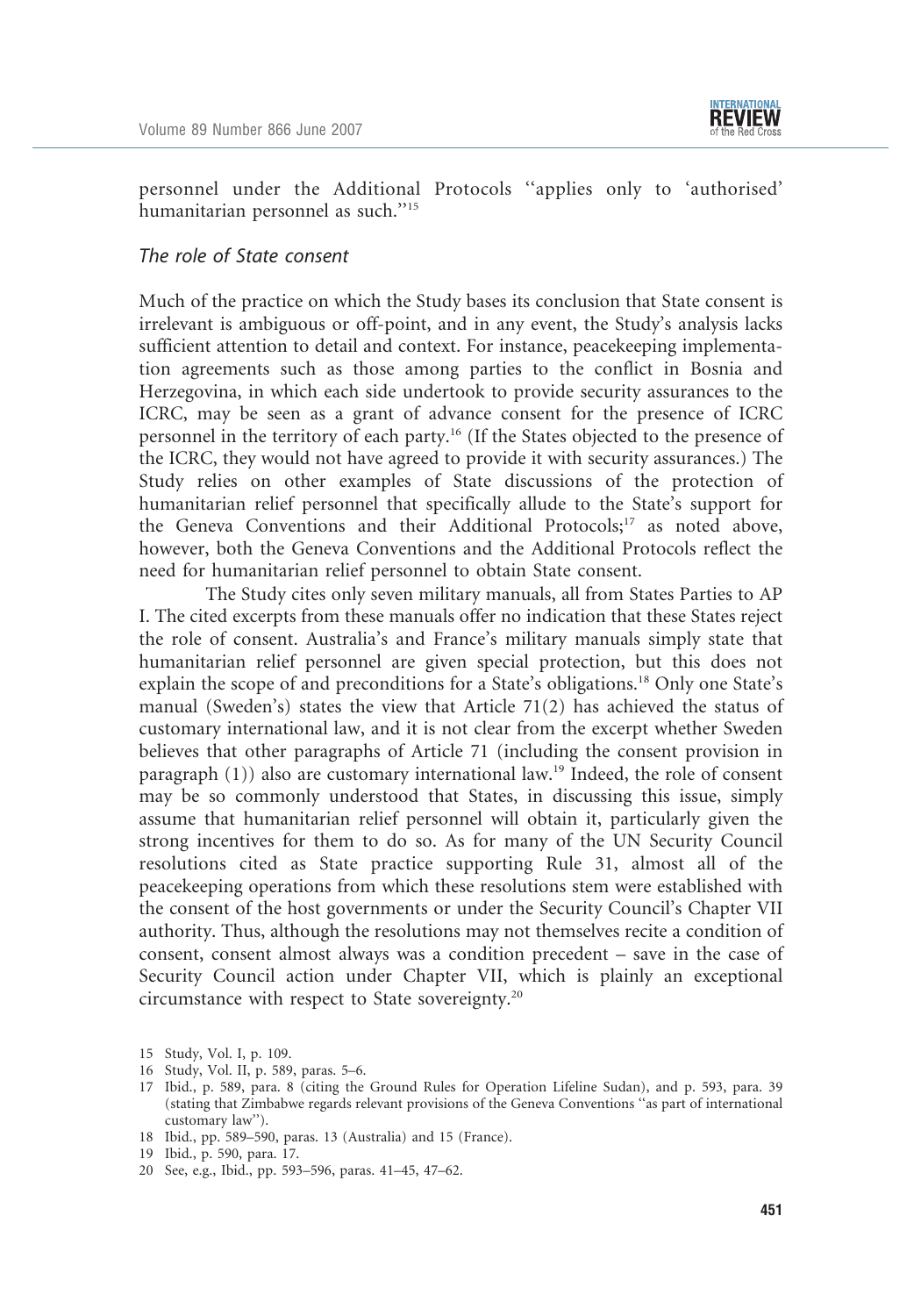personnel under the Additional Protocols "applies only to 'authorised' humanitarian personnel as such."[15]

### *The role of State consent*

Much of the practice on which the Study bases its conclusion that State consent is irrelevant is ambiguous or off-point, and in any event, the Study's analysis lacks sufficient attention to detail and context. For instance, peacekeeping implementation agreements such as those among parties to the conflict in Bosnia and Herzegovina, in which each side undertook to provide security assurances to the ICRC, may be seen as a grant of advance consent for the presence of ICRC personnel in the territory of each party.[16] (If the States objected to the presence of the ICRC, they would not have agreed to provide it with security assurances.) The Study relies on other examples of State discussions of the protection of humanitarian relief personnel that specifically allude to the State's support for the Geneva Conventions and their Additional Protocols;[17] as noted above, however, both the Geneva Conventions and the Additional Protocols reflect the need for humanitarian relief personnel to obtain State consent.

The Study cites only seven military manuals, all from States Parties to AP I. The cited excerpts from these manuals offer no indication that these States reject the role of consent. Australia's and France's military manuals simply state that humanitarian relief personnel are given special protection, but this does not explain the scope of and preconditions for a State's obligations.[18] Only one State's manual (Sweden's) states the view that Article 71(2) has achieved the status of customary international law, and it is not clear from the excerpt whether Sweden believes that other paragraphs of Article 71 (including the consent provision in paragraph (1)) also are customary international law.[19] Indeed, the role of consent may be so commonly understood that States, in discussing this issue, simply assume that humanitarian relief personnel will obtain it, particularly given the strong incentives for them to do so. As for many of the UN Security Council resolutions cited as State practice supporting Rule 31, almost all of the peacekeeping operations from which these resolutions stem were established with the consent of the host governments or under the Security Council's Chapter VII authority. Thus, although the resolutions may not themselves recite a condition of consent, consent almost always was a condition precedent – save in the case of Security Council action under Chapter VII, which is plainly an exceptional circumstance with respect to State sovereignty.[20]

15 Study, Vol. I, p. 109.

16 Study, Vol. II, p. 589, paras. 5–6.

17 Ibid., p. 589, para. 8 (citing the Ground Rules for Operation Lifeline Sudan), and p. 593, para. 39 (stating that Zimbabwe regards relevant provisions of the Geneva Conventions "as part of international customary law").

18 Ibid., pp. 589–590, paras. 13 (Australia) and 15 (France).

19 Ibid., p. 590, para. 17.

20 See, e.g., Ibid., pp. 593–596, paras. 41–45, 47–62.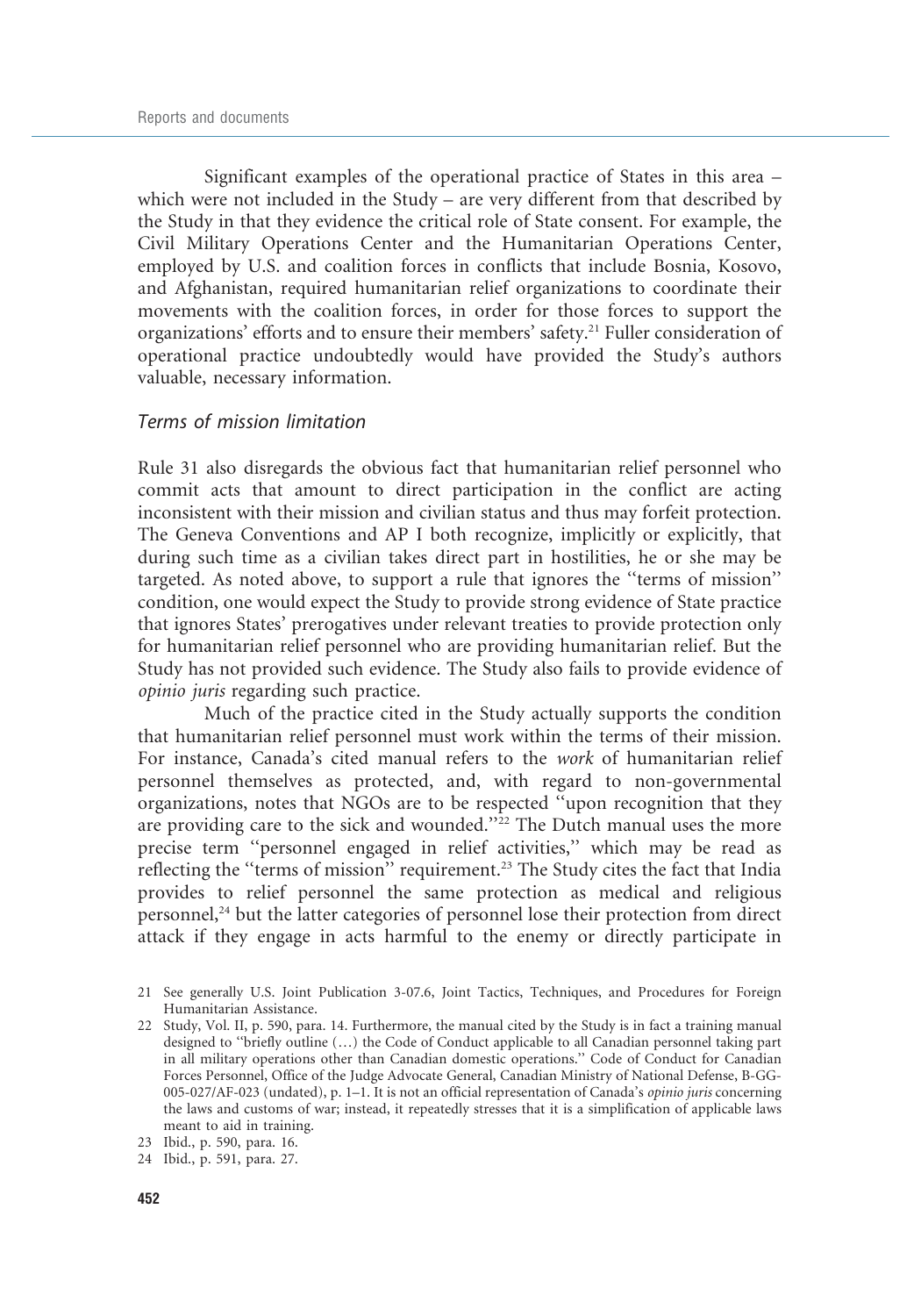Significant examples of the operational practice of States in this area – which were not included in the Study – are very different from that described by the Study in that they evidence the critical role of State consent. For example, the Civil Military Operations Center and the Humanitarian Operations Center, employed by U.S. and coalition forces in conflicts that include Bosnia, Kosovo, and Afghanistan, required humanitarian relief organizations to coordinate their movements with the coalition forces, in order for those forces to support the organizations' efforts and to ensure their members' safety.[21] Fuller consideration of operational practice undoubtedly would have provided the Study's authors valuable, necessary information.

### *Terms of mission limitation*

Rule 31 also disregards the obvious fact that humanitarian relief personnel who commit acts that amount to direct participation in the conflict are acting inconsistent with their mission and civilian status and thus may forfeit protection. The Geneva Conventions and AP I both recognize, implicitly or explicitly, that during such time as a civilian takes direct part in hostilities, he or she may be targeted. As noted above, to support a rule that ignores the ''terms of mission'' condition, one would expect the Study to provide strong evidence of State practice that ignores States' prerogatives under relevant treaties to provide protection only for humanitarian relief personnel who are providing humanitarian relief. But the Study has not provided such evidence. The Study also fails to provide evidence of *opinio juris* regarding such practice.

Much of the practice cited in the Study actually supports the condition that humanitarian relief personnel must work within the terms of their mission. For instance, Canada's cited manual refers to the *work* of humanitarian relief personnel themselves as protected, and, with regard to non-governmental organizations, notes that NGOs are to be respected ''upon recognition that they are providing care to the sick and wounded.''[22] The Dutch manual uses the more precise term ''personnel engaged in relief activities,'' which may be read as reflecting the ''terms of mission'' requirement.[23] The Study cites the fact that India provides to relief personnel the same protection as medical and religious personnel,[24] but the latter categories of personnel lose their protection from direct attack if they engage in acts harmful to the enemy or directly participate in

21 See generally U.S. Joint Publication 3-07.6, Joint Tactics, Techniques, and Procedures for Foreign Humanitarian Assistance.

22 Study, Vol. II, p. 590, para. 14. Furthermore, the manual cited by the Study is in fact a training manual designed to ''briefly outline (…) the Code of Conduct applicable to all Canadian personnel taking part in all military operations other than Canadian domestic operations.'' Code of Conduct for Canadian Forces Personnel, Office of the Judge Advocate General, Canadian Ministry of National Defense, B-GG-005-027/AF-023 (undated), p. 1–1. It is not an official representation of Canada's *opinio juris* concerning the laws and customs of war; instead, it repeatedly stresses that it is a simplification of applicable laws meant to aid in training.

23 Ibid., p. 590, para. 16.

24 Ibid., p. 591, para. 27.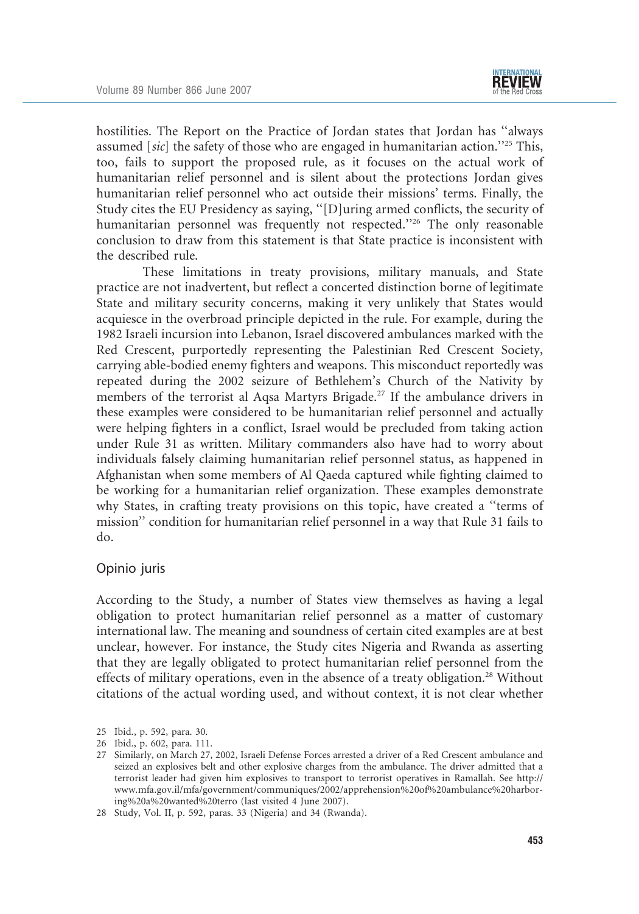hostilities. The Report on the Practice of Jordan states that Jordan has ''always assumed [*sic*] the safety of those who are engaged in humanitarian action.''[25] This, too, fails to support the proposed rule, as it focuses on the actual work of humanitarian relief personnel and is silent about the protections Jordan gives humanitarian relief personnel who act outside their missions' terms. Finally, the Study cites the EU Presidency as saying, ''[D]uring armed conflicts, the security of humanitarian personnel was frequently not respected.''[26] The only reasonable conclusion to draw from this statement is that State practice is inconsistent with the described rule.

These limitations in treaty provisions, military manuals, and State practice are not inadvertent, but reflect a concerted distinction borne of legitimate State and military security concerns, making it very unlikely that States would acquiesce in the overbroad principle depicted in the rule. For example, during the 1982 Israeli incursion into Lebanon, Israel discovered ambulances marked with the Red Crescent, purportedly representing the Palestinian Red Crescent Society, carrying able-bodied enemy fighters and weapons. This misconduct reportedly was repeated during the 2002 seizure of Bethlehem's Church of the Nativity by members of the terrorist al Aqsa Martyrs Brigade.[27] If the ambulance drivers in these examples were considered to be humanitarian relief personnel and actually were helping fighters in a conflict, Israel would be precluded from taking action under Rule 31 as written. Military commanders also have had to worry about individuals falsely claiming humanitarian relief personnel status, as happened in Afghanistan when some members of Al Qaeda captured while fighting claimed to be working for a humanitarian relief organization. These examples demonstrate why States, in crafting treaty provisions on this topic, have created a ''terms of mission'' condition for humanitarian relief personnel in a way that Rule 31 fails to do.

## Opinio juris

According to the Study, a number of States view themselves as having a legal obligation to protect humanitarian relief personnel as a matter of customary international law. The meaning and soundness of certain cited examples are at best unclear, however. For instance, the Study cites Nigeria and Rwanda as asserting that they are legally obligated to protect humanitarian relief personnel from the effects of military operations, even in the absence of a treaty obligation.[28] Without citations of the actual wording used, and without context, it is not clear whether

25 Ibid., p. 592, para. 30.

26 Ibid., p. 602, para. 111.

27 Similarly, on March 27, 2002, Israeli Defense Forces arrested a driver of a Red Crescent ambulance and seized an explosives belt and other explosive charges from the ambulance. The driver admitted that a terrorist leader had given him explosives to transport to terrorist operatives in Ramallah. See http://www.mfa.gov.il/mfa/government/communiques/2002/apprehension%20of%20ambulance%20harboring%20a%20wanted%20terro (last visited 4 June 2007).

28 Study, Vol. II, p. 592, paras. 33 (Nigeria) and 34 (Rwanda).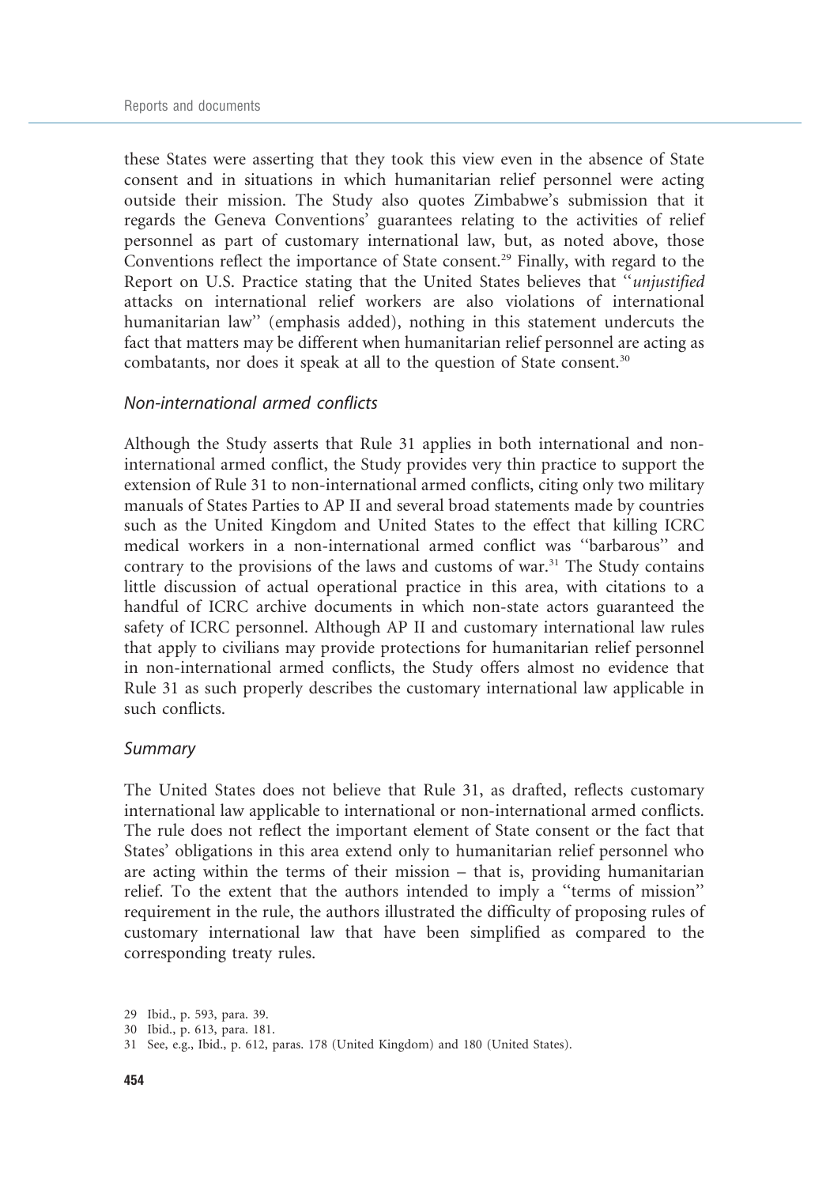these States were asserting that they took this view even in the absence of State consent and in situations in which humanitarian relief personnel were acting outside their mission. The Study also quotes Zimbabwe's submission that it regards the Geneva Conventions' guarantees relating to the activities of relief personnel as part of customary international law, but, as noted above, those Conventions reflect the importance of State consent.[29] Finally, with regard to the Report on U.S. Practice stating that the United States believes that ''*unjustified* attacks on international relief workers are also violations of international humanitarian law'' (emphasis added), nothing in this statement undercuts the fact that matters may be different when humanitarian relief personnel are acting as combatants, nor does it speak at all to the question of State consent.[30]

### *Non-international armed conflicts*

Although the Study asserts that Rule 31 applies in both international and non-international armed conflict, the Study provides very thin practice to support the extension of Rule 31 to non-international armed conflicts, citing only two military manuals of States Parties to AP II and several broad statements made by countries such as the United Kingdom and United States to the effect that killing ICRC medical workers in a non-international armed conflict was ''barbarous'' and contrary to the provisions of the laws and customs of war.[31] The Study contains little discussion of actual operational practice in this area, with citations to a handful of ICRC archive documents in which non-state actors guaranteed the safety of ICRC personnel. Although AP II and customary international law rules that apply to civilians may provide protections for humanitarian relief personnel in non-international armed conflicts, the Study offers almost no evidence that Rule 31 as such properly describes the customary international law applicable in such conflicts.

### *Summary*

The United States does not believe that Rule 31, as drafted, reflects customary international law applicable to international or non-international armed conflicts. The rule does not reflect the important element of State consent or the fact that States' obligations in this area extend only to humanitarian relief personnel who are acting within the terms of their mission – that is, providing humanitarian relief. To the extent that the authors intended to imply a ''terms of mission'' requirement in the rule, the authors illustrated the difficulty of proposing rules of customary international law that have been simplified as compared to the corresponding treaty rules.

29 Ibid., p. 593, para. 39.

30 Ibid., p. 613, para. 181.

31 See, e.g., Ibid., p. 612, paras. 178 (United Kingdom) and 180 (United States).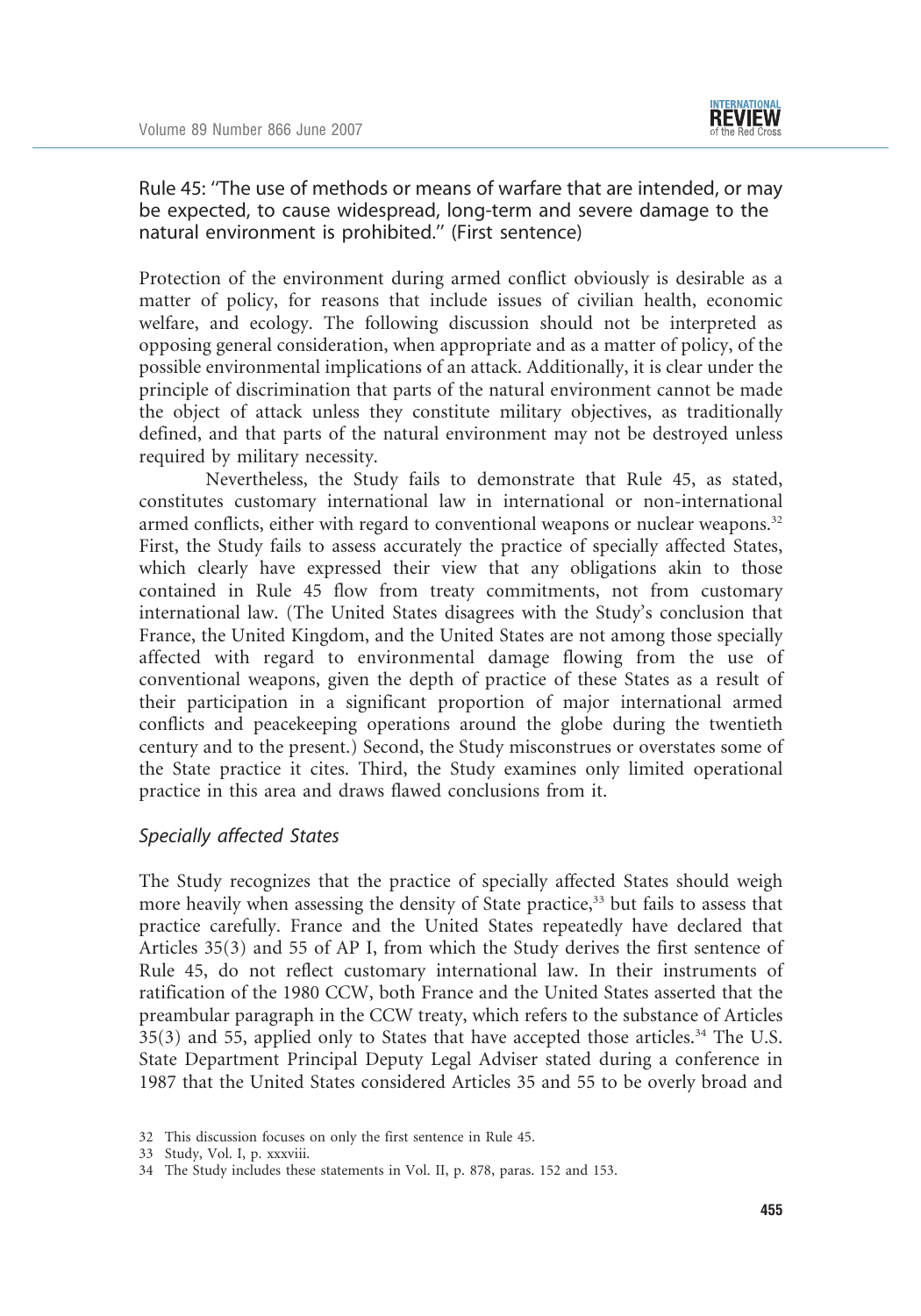Rule 45: ''The use of methods or means of warfare that are intended, or may be expected, to cause widespread, long-term and severe damage to the natural environment is prohibited.'' (First sentence)

Protection of the environment during armed conflict obviously is desirable as a matter of policy, for reasons that include issues of civilian health, economic welfare, and ecology. The following discussion should not be interpreted as opposing general consideration, when appropriate and as a matter of policy, of the possible environmental implications of an attack. Additionally, it is clear under the principle of discrimination that parts of the natural environment cannot be made the object of attack unless they constitute military objectives, as traditionally defined, and that parts of the natural environment may not be destroyed unless required by military necessity.

Nevertheless, the Study fails to demonstrate that Rule 45, as stated, constitutes customary international law in international or non-international armed conflicts, either with regard to conventional weapons or nuclear weapons.[32] First, the Study fails to assess accurately the practice of specially affected States, which clearly have expressed their view that any obligations akin to those contained in Rule 45 flow from treaty commitments, not from customary international law. (The United States disagrees with the Study's conclusion that France, the United Kingdom, and the United States are not among those specially affected with regard to environmental damage flowing from the use of conventional weapons, given the depth of practice of these States as a result of their participation in a significant proportion of major international armed conflicts and peacekeeping operations around the globe during the twentieth century and to the present.) Second, the Study misconstrues or overstates some of the State practice it cites. Third, the Study examines only limited operational practice in this area and draws flawed conclusions from it.

*Specially affected States*

The Study recognizes that the practice of specially affected States should weigh more heavily when assessing the density of State practice,[33] but fails to assess that practice carefully. France and the United States repeatedly have declared that Articles 35(3) and 55 of AP I, from which the Study derives the first sentence of Rule 45, do not reflect customary international law. In their instruments of ratification of the 1980 CCW, both France and the United States asserted that the preambular paragraph in the CCW treaty, which refers to the substance of Articles 35(3) and 55, applied only to States that have accepted those articles.[34] The U.S. State Department Principal Deputy Legal Adviser stated during a conference in 1987 that the United States considered Articles 35 and 55 to be overly broad and

32 This discussion focuses on only the first sentence in Rule 45.

33 Study, Vol. I, p. xxxviii.

34 The Study includes these statements in Vol. II, p. 878, paras. 152 and 153.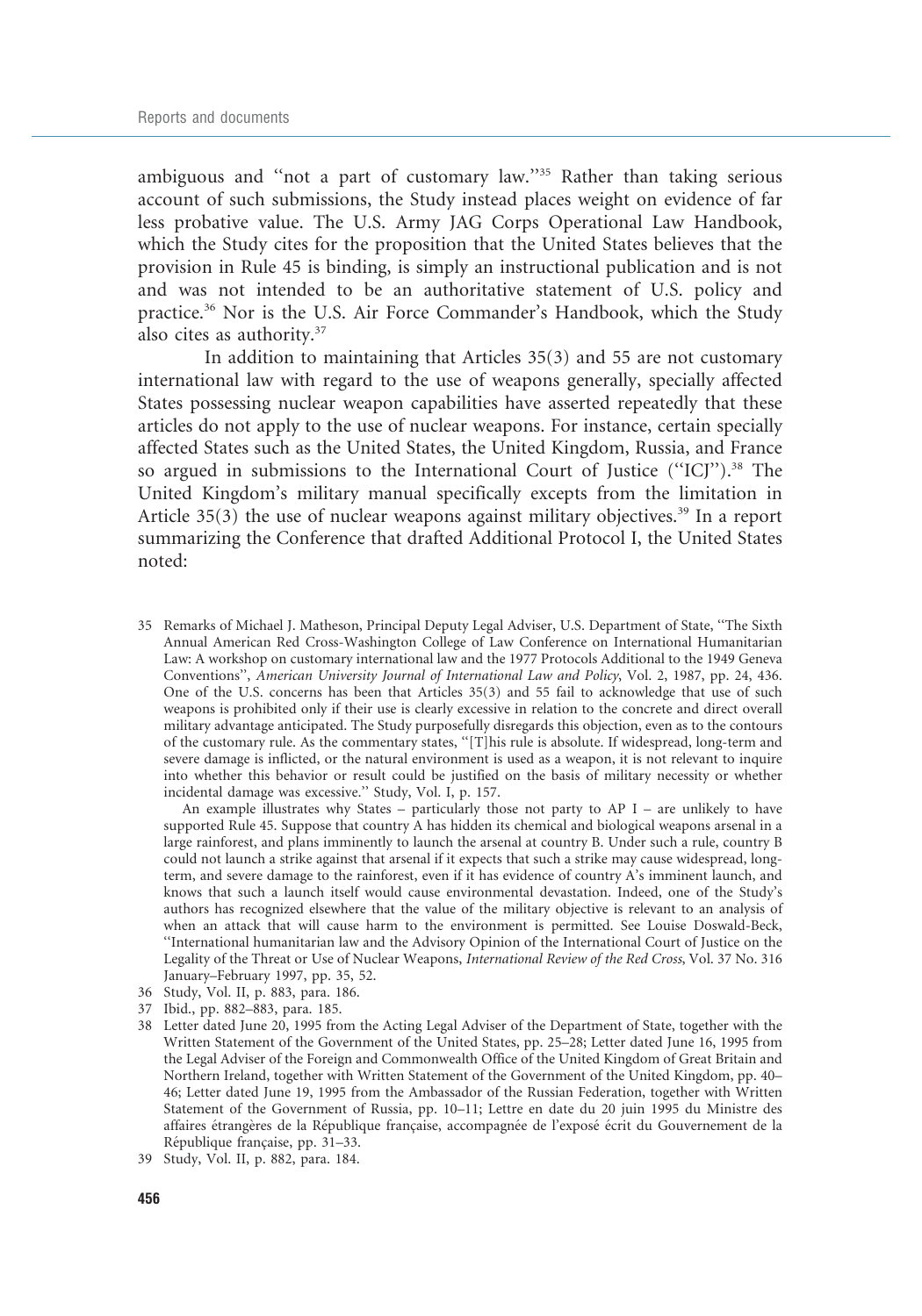ambiguous and "not a part of customary law."[35] Rather than taking serious account of such submissions, the Study instead places weight on evidence of far less probative value. The U.S. Army JAG Corps Operational Law Handbook, which the Study cites for the proposition that the United States believes that the provision in Rule 45 is binding, is simply an instructional publication and is not and was not intended to be an authoritative statement of U.S. policy and practice.[36] Nor is the U.S. Air Force Commander's Handbook, which the Study also cites as authority.[37]

In addition to maintaining that Articles 35(3) and 55 are not customary international law with regard to the use of weapons generally, specially affected States possessing nuclear weapon capabilities have asserted repeatedly that these articles do not apply to the use of nuclear weapons. For instance, certain specially affected States such as the United States, the United Kingdom, Russia, and France so argued in submissions to the International Court of Justice ("ICJ").[38] The United Kingdom's military manual specifically excepts from the limitation in Article 35(3) the use of nuclear weapons against military objectives.[39] In a report summarizing the Conference that drafted Additional Protocol I, the United States noted:

35 Remarks of Michael J. Matheson, Principal Deputy Legal Adviser, U.S. Department of State, "The Sixth Annual American Red Cross-Washington College of Law Conference on International Humanitarian Law: A workshop on customary international law and the 1977 Protocols Additional to the 1949 Geneva Conventions", *American University Journal of International Law and Policy*, Vol. 2, 1987, pp. 24, 436. One of the U.S. concerns has been that Articles 35(3) and 55 fail to acknowledge that use of such weapons is prohibited only if their use is clearly excessive in relation to the concrete and direct overall military advantage anticipated. The Study purposefully disregards this objection, even as to the contours of the customary rule. As the commentary states, "[T]his rule is absolute. If widespread, long-term and severe damage is inflicted, or the natural environment is used as a weapon, it is not relevant to inquire into whether this behavior or result could be justified on the basis of military necessity or whether incidental damage was excessive." Study, Vol. I, p. 157.

An example illustrates why States – particularly those not party to AP I – are unlikely to have supported Rule 45. Suppose that country A has hidden its chemical and biological weapons arsenal in a large rainforest, and plans imminently to launch the arsenal at country B. Under such a rule, country B could not launch a strike against that arsenal if it expects that such a strike may cause widespread, long-term, and severe damage to the rainforest, even if it has evidence of country A's imminent launch, and knows that such a launch itself would cause environmental devastation. Indeed, one of the Study's authors has recognized elsewhere that the value of the military objective is relevant to an analysis of when an attack that will cause harm to the environment is permitted. See Louise Doswald-Beck, "International humanitarian law and the Advisory Opinion of the International Court of Justice on the Legality of the Threat or Use of Nuclear Weapons, *International Review of the Red Cross*, Vol. 37 No. 316 January–February 1997, pp. 35, 52.

36 Study, Vol. II, p. 883, para. 186.

37 Ibid., pp. 882–883, para. 185.

38 Letter dated June 20, 1995 from the Acting Legal Adviser of the Department of State, together with the Written Statement of the Government of the United States, pp. 25–28; Letter dated June 16, 1995 from the Legal Adviser of the Foreign and Commonwealth Office of the United Kingdom of Great Britain and Northern Ireland, together with Written Statement of the Government of the United Kingdom, pp. 40–46; Letter dated June 19, 1995 from the Ambassador of the Russian Federation, together with Written Statement of the Government of Russia, pp. 10–11; Lettre en date du 20 juin 1995 du Ministre des affaires étrangères de la République française, accompagnée de l'exposé écrit du Gouvernement de la République française, pp. 31–33.

39 Study, Vol. II, p. 882, para. 184.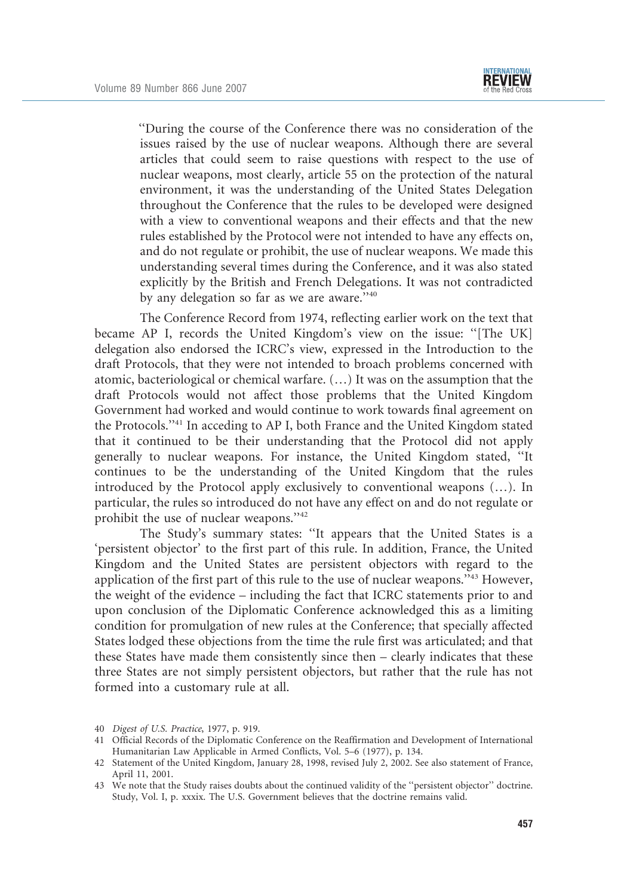> "During the course of the Conference there was no consideration of the issues raised by the use of nuclear weapons. Although there are several articles that could seem to raise questions with respect to the use of nuclear weapons, most clearly, article 55 on the protection of the natural environment, it was the understanding of the United States Delegation throughout the Conference that the rules to be developed were designed with a view to conventional weapons and their effects and that the new rules established by the Protocol were not intended to have any effects on, and do not regulate or prohibit, the use of nuclear weapons. We made this understanding several times during the Conference, and it was also stated explicitly by the British and French Delegations. It was not contradicted by any delegation so far as we are aware."[40]

The Conference Record from 1974, reflecting earlier work on the text that became AP I, records the United Kingdom's view on the issue: "[The UK] delegation also endorsed the ICRC's view, expressed in the Introduction to the draft Protocols, that they were not intended to broach problems concerned with atomic, bacteriological or chemical warfare. (…) It was on the assumption that the draft Protocols would not affect those problems that the United Kingdom Government had worked and would continue to work towards final agreement on the Protocols."[41] In acceding to AP I, both France and the United Kingdom stated that it continued to be their understanding that the Protocol did not apply generally to nuclear weapons. For instance, the United Kingdom stated, "It continues to be the understanding of the United Kingdom that the rules introduced by the Protocol apply exclusively to conventional weapons (…). In particular, the rules so introduced do not have any effect on and do not regulate or prohibit the use of nuclear weapons."[42]

The Study's summary states: "It appears that the United States is a 'persistent objector' to the first part of this rule. In addition, France, the United Kingdom and the United States are persistent objectors with regard to the application of the first part of this rule to the use of nuclear weapons."[43] However, the weight of the evidence – including the fact that ICRC statements prior to and upon conclusion of the Diplomatic Conference acknowledged this as a limiting condition for promulgation of new rules at the Conference; that specially affected States lodged these objections from the time the rule first was articulated; and that these States have made them consistently since then – clearly indicates that these three States are not simply persistent objectors, but rather that the rule has not formed into a customary rule at all.

40 *Digest of U.S. Practice*, 1977, p. 919.

41 Official Records of the Diplomatic Conference on the Reaffirmation and Development of International Humanitarian Law Applicable in Armed Conflicts, Vol. 5–6 (1977), p. 134.

42 Statement of the United Kingdom, January 28, 1998, revised July 2, 2002. See also statement of France, April 11, 2001.

43 We note that the Study raises doubts about the continued validity of the "persistent objector" doctrine. Study, Vol. I, p. xxxix. The U.S. Government believes that the doctrine remains valid.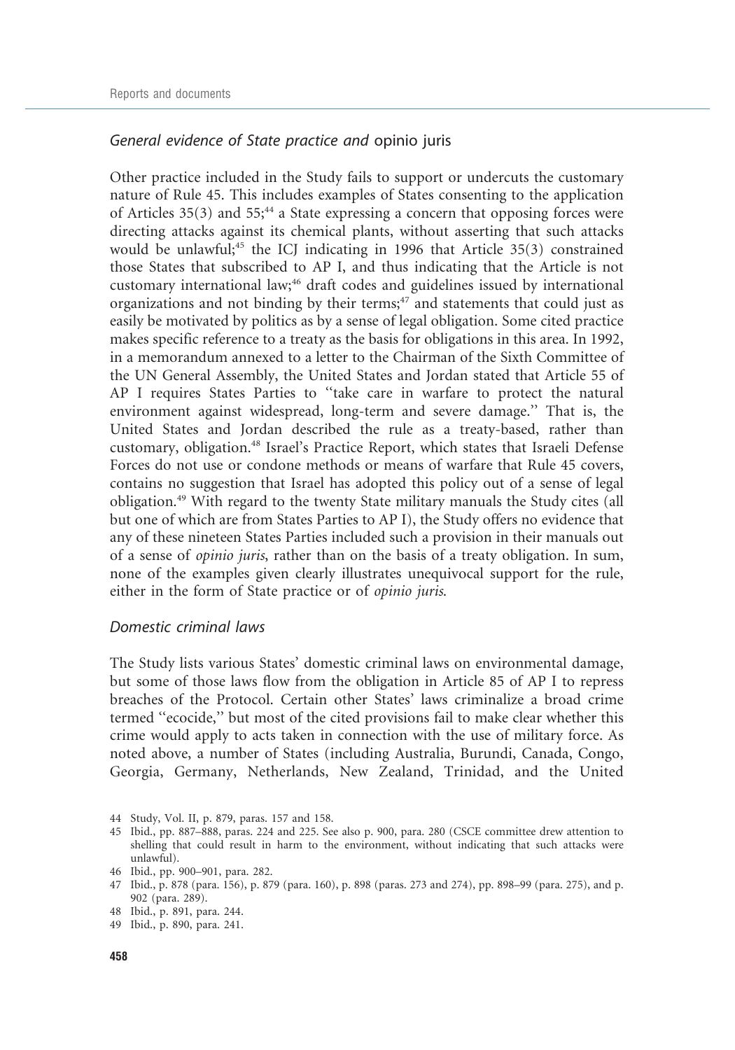### *General evidence of State practice and* opinio juris

Other practice included in the Study fails to support or undercuts the customary nature of Rule 45. This includes examples of States consenting to the application of Articles 35(3) and 55;[44] a State expressing a concern that opposing forces were directing attacks against its chemical plants, without asserting that such attacks would be unlawful;[45] the ICJ indicating in 1996 that Article 35(3) constrained those States that subscribed to AP I, and thus indicating that the Article is not customary international law;[46] draft codes and guidelines issued by international organizations and not binding by their terms;[47] and statements that could just as easily be motivated by politics as by a sense of legal obligation. Some cited practice makes specific reference to a treaty as the basis for obligations in this area. In 1992, in a memorandum annexed to a letter to the Chairman of the Sixth Committee of the UN General Assembly, the United States and Jordan stated that Article 55 of AP I requires States Parties to ''take care in warfare to protect the natural environment against widespread, long-term and severe damage.'' That is, the United States and Jordan described the rule as a treaty-based, rather than customary, obligation.[48] Israel's Practice Report, which states that Israeli Defense Forces do not use or condone methods or means of warfare that Rule 45 covers, contains no suggestion that Israel has adopted this policy out of a sense of legal obligation.[49] With regard to the twenty State military manuals the Study cites (all but one of which are from States Parties to AP I), the Study offers no evidence that any of these nineteen States Parties included such a provision in their manuals out of a sense of *opinio juris*, rather than on the basis of a treaty obligation. In sum, none of the examples given clearly illustrates unequivocal support for the rule, either in the form of State practice or of *opinio juris*.

### *Domestic criminal laws*

The Study lists various States' domestic criminal laws on environmental damage, but some of those laws flow from the obligation in Article 85 of AP I to repress breaches of the Protocol. Certain other States' laws criminalize a broad crime termed ''ecocide,'' but most of the cited provisions fail to make clear whether this crime would apply to acts taken in connection with the use of military force. As noted above, a number of States (including Australia, Burundi, Canada, Congo, Georgia, Germany, Netherlands, New Zealand, Trinidad, and the United

44 Study, Vol. II, p. 879, paras. 157 and 158.

45 Ibid., pp. 887–888, paras. 224 and 225. See also p. 900, para. 280 (CSCE committee drew attention to shelling that could result in harm to the environment, without indicating that such attacks were unlawful).

46 Ibid., pp. 900–901, para. 282.

47 Ibid., p. 878 (para. 156), p. 879 (para. 160), p. 898 (paras. 273 and 274), pp. 898–99 (para. 275), and p. 902 (para. 289).

48 Ibid., p. 891, para. 244.

49 Ibid., p. 890, para. 241.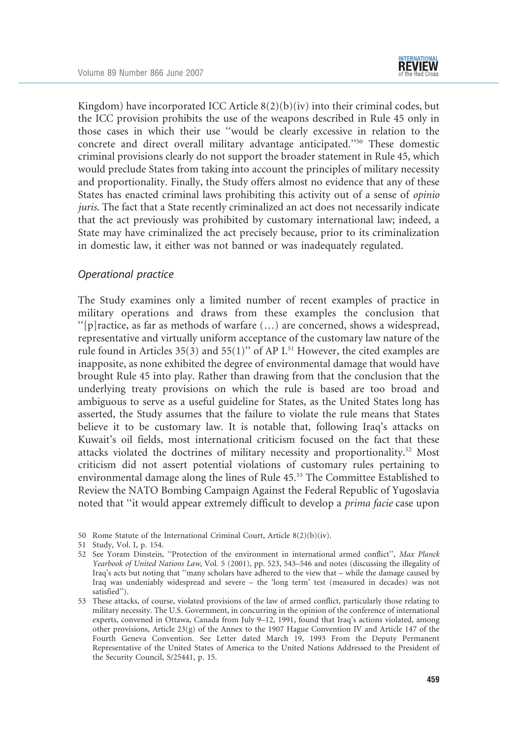Kingdom) have incorporated ICC Article 8(2)(b)(iv) into their criminal codes, but the ICC provision prohibits the use of the weapons described in Rule 45 only in those cases in which their use ''would be clearly excessive in relation to the concrete and direct overall military advantage anticipated.''[50] These domestic criminal provisions clearly do not support the broader statement in Rule 45, which would preclude States from taking into account the principles of military necessity and proportionality. Finally, the Study offers almost no evidence that any of these States has enacted criminal laws prohibiting this activity out of a sense of *opinio juris*. The fact that a State recently criminalized an act does not necessarily indicate that the act previously was prohibited by customary international law; indeed, a State may have criminalized the act precisely because, prior to its criminalization in domestic law, it either was not banned or was inadequately regulated.

### *Operational practice*

The Study examines only a limited number of recent examples of practice in military operations and draws from these examples the conclusion that ''[p]ractice, as far as methods of warfare (…) are concerned, shows a widespread, representative and virtually uniform acceptance of the customary law nature of the rule found in Articles 35(3) and 55(1)'' of AP I.[51] However, the cited examples are inapposite, as none exhibited the degree of environmental damage that would have brought Rule 45 into play. Rather than drawing from that the conclusion that the underlying treaty provisions on which the rule is based are too broad and ambiguous to serve as a useful guideline for States, as the United States long has asserted, the Study assumes that the failure to violate the rule means that States believe it to be customary law. It is notable that, following Iraq's attacks on Kuwait's oil fields, most international criticism focused on the fact that these attacks violated the doctrines of military necessity and proportionality.[52] Most criticism did not assert potential violations of customary rules pertaining to environmental damage along the lines of Rule 45.[53] The Committee Established to Review the NATO Bombing Campaign Against the Federal Republic of Yugoslavia noted that ''it would appear extremely difficult to develop a *prima facie* case upon

50 Rome Statute of the International Criminal Court, Article 8(2)(b)(iv).

51 Study, Vol. I, p. 154.

52 See Yoram Dinstein, ''Protection of the environment in international armed conflict'', *Max Planck Yearbook of United Nations Law*, Vol. 5 (2001), pp. 523, 543–546 and notes (discussing the illegality of Iraq's acts but noting that ''many scholars have adhered to the view that – while the damage caused by Iraq was undeniably widespread and severe – the 'long term' test (measured in decades) was not satisfied'').

53 These attacks, of course, violated provisions of the law of armed conflict, particularly those relating to military necessity. The U.S. Government, in concurring in the opinion of the conference of international experts, convened in Ottawa, Canada from July 9–12, 1991, found that Iraq's actions violated, among other provisions, Article 23(g) of the Annex to the 1907 Hague Convention IV and Article 147 of the Fourth Geneva Convention. See Letter dated March 19, 1993 From the Deputy Permanent Representative of the United States of America to the United Nations Addressed to the President of the Security Council, S/25441, p. 15.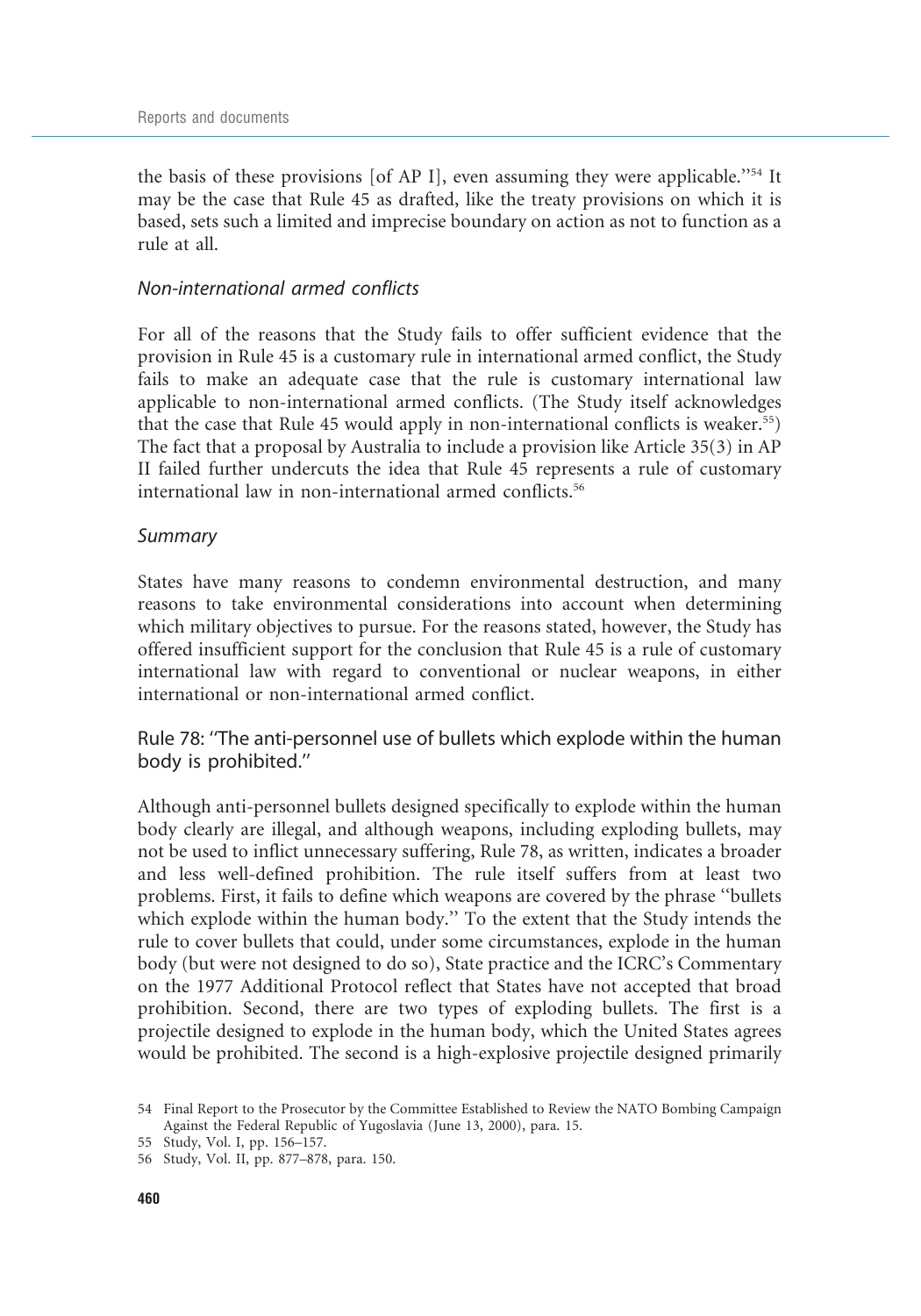the basis of these provisions [of AP I], even assuming they were applicable.''[54] It may be the case that Rule 45 as drafted, like the treaty provisions on which it is based, sets such a limited and imprecise boundary on action as not to function as a rule at all.

### *Non-international armed conflicts*

For all of the reasons that the Study fails to offer sufficient evidence that the provision in Rule 45 is a customary rule in international armed conflict, the Study fails to make an adequate case that the rule is customary international law applicable to non-international armed conflicts. (The Study itself acknowledges that the case that Rule 45 would apply in non-international conflicts is weaker.[55]) The fact that a proposal by Australia to include a provision like Article 35(3) in AP II failed further undercuts the idea that Rule 45 represents a rule of customary international law in non-international armed conflicts.[56]

### *Summary*

States have many reasons to condemn environmental destruction, and many reasons to take environmental considerations into account when determining which military objectives to pursue. For the reasons stated, however, the Study has offered insufficient support for the conclusion that Rule 45 is a rule of customary international law with regard to conventional or nuclear weapons, in either international or non-international armed conflict.

## Rule 78: ''The anti-personnel use of bullets which explode within the human body is prohibited.''

Although anti-personnel bullets designed specifically to explode within the human body clearly are illegal, and although weapons, including exploding bullets, may not be used to inflict unnecessary suffering, Rule 78, as written, indicates a broader and less well-defined prohibition. The rule itself suffers from at least two problems. First, it fails to define which weapons are covered by the phrase ''bullets which explode within the human body.'' To the extent that the Study intends the rule to cover bullets that could, under some circumstances, explode in the human body (but were not designed to do so), State practice and the ICRC's Commentary on the 1977 Additional Protocol reflect that States have not accepted that broad prohibition. Second, there are two types of exploding bullets. The first is a projectile designed to explode in the human body, which the United States agrees would be prohibited. The second is a high-explosive projectile designed primarily

54 Final Report to the Prosecutor by the Committee Established to Review the NATO Bombing Campaign Against the Federal Republic of Yugoslavia (June 13, 2000), para. 15.

55 Study, Vol. I, pp. 156–157.

56 Study, Vol. II, pp. 877–878, para. 150.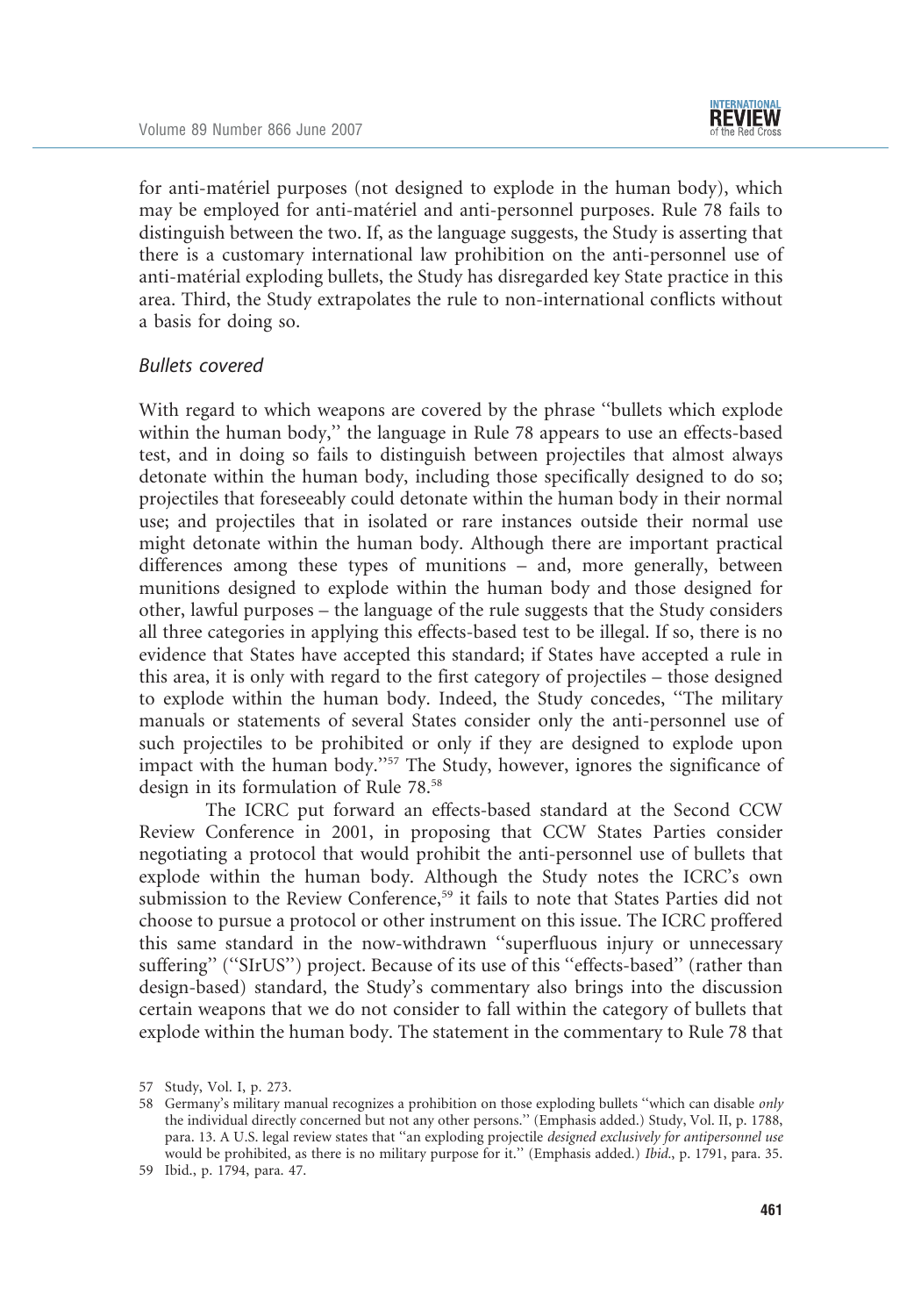for anti-matériel purposes (not designed to explode in the human body), which may be employed for anti-matériel and anti-personnel purposes. Rule 78 fails to distinguish between the two. If, as the language suggests, the Study is asserting that there is a customary international law prohibition on the anti-personnel use of anti-matérial exploding bullets, the Study has disregarded key State practice in this area. Third, the Study extrapolates the rule to non-international conflicts without a basis for doing so.

### *Bullets covered*

With regard to which weapons are covered by the phrase "bullets which explode within the human body," the language in Rule 78 appears to use an effects-based test, and in doing so fails to distinguish between projectiles that almost always detonate within the human body, including those specifically designed to do so; projectiles that foreseeably could detonate within the human body in their normal use; and projectiles that in isolated or rare instances outside their normal use might detonate within the human body. Although there are important practical differences among these types of munitions – and, more generally, between munitions designed to explode within the human body and those designed for other, lawful purposes – the language of the rule suggests that the Study considers all three categories in applying this effects-based test to be illegal. If so, there is no evidence that States have accepted this standard; if States have accepted a rule in this area, it is only with regard to the first category of projectiles – those designed to explode within the human body. Indeed, the Study concedes, "The military manuals or statements of several States consider only the anti-personnel use of such projectiles to be prohibited or only if they are designed to explode upon impact with the human body."[57] The Study, however, ignores the significance of design in its formulation of Rule 78.[58]

The ICRC put forward an effects-based standard at the Second CCW Review Conference in 2001, in proposing that CCW States Parties consider negotiating a protocol that would prohibit the anti-personnel use of bullets that explode within the human body. Although the Study notes the ICRC's own submission to the Review Conference,[59] it fails to note that States Parties did not choose to pursue a protocol or other instrument on this issue. The ICRC proffered this same standard in the now-withdrawn "superfluous injury or unnecessary suffering" ("SIrUS") project. Because of its use of this "effects-based" (rather than design-based) standard, the Study's commentary also brings into the discussion certain weapons that we do not consider to fall within the category of bullets that explode within the human body. The statement in the commentary to Rule 78 that

---

57 Study, Vol. I, p. 273.

58 Germany's military manual recognizes a prohibition on those exploding bullets "which can disable *only* the individual directly concerned but not any other persons." (Emphasis added.) Study, Vol. II, p. 1788, para. 13. A U.S. legal review states that "an exploding projectile *designed exclusively for antipersonnel use* would be prohibited, as there is no military purpose for it." (Emphasis added.) *Ibid.*, p. 1791, para. 35.

59 Ibid., p. 1794, para. 47.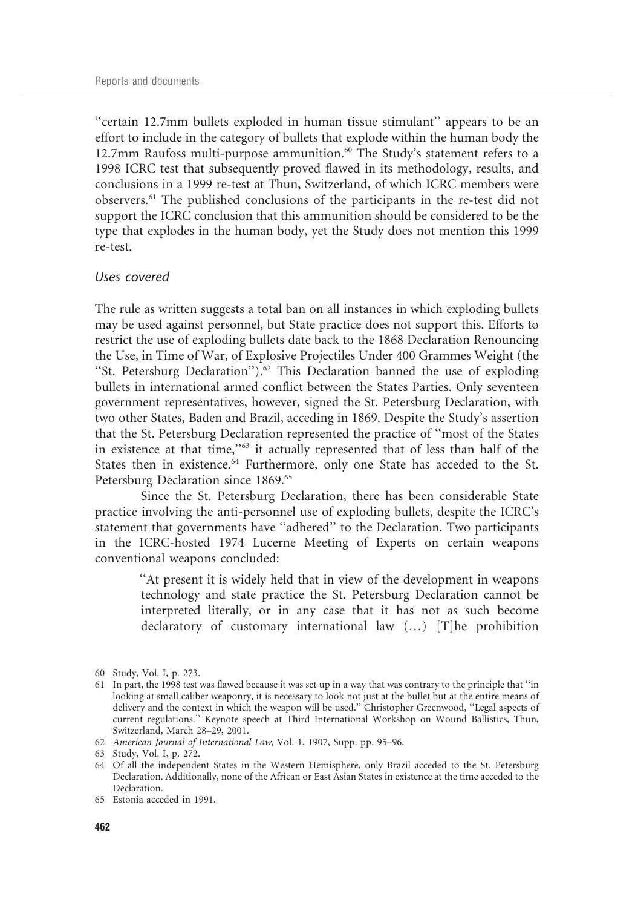"certain 12.7mm bullets exploded in human tissue stimulant" appears to be an effort to include in the category of bullets that explode within the human body the 12.7mm Raufoss multi-purpose ammunition.[60] The Study's statement refers to a 1998 ICRC test that subsequently proved flawed in its methodology, results, and conclusions in a 1999 re-test at Thun, Switzerland, of which ICRC members were observers.[61] The published conclusions of the participants in the re-test did not support the ICRC conclusion that this ammunition should be considered to be the type that explodes in the human body, yet the Study does not mention this 1999 re-test.

### *Uses covered*

The rule as written suggests a total ban on all instances in which exploding bullets may be used against personnel, but State practice does not support this. Efforts to restrict the use of exploding bullets date back to the 1868 Declaration Renouncing the Use, in Time of War, of Explosive Projectiles Under 400 Grammes Weight (the "St. Petersburg Declaration").[62] This Declaration banned the use of exploding bullets in international armed conflict between the States Parties. Only seventeen government representatives, however, signed the St. Petersburg Declaration, with two other States, Baden and Brazil, acceding in 1869. Despite the Study's assertion that the St. Petersburg Declaration represented the practice of "most of the States in existence at that time,"[63] it actually represented that of less than half of the States then in existence.[64] Furthermore, only one State has acceded to the St. Petersburg Declaration since 1869.[65]

Since the St. Petersburg Declaration, there has been considerable State practice involving the anti-personnel use of exploding bullets, despite the ICRC's statement that governments have "adhered" to the Declaration. Two participants in the ICRC-hosted 1974 Lucerne Meeting of Experts on certain weapons conventional weapons concluded:

> "At present it is widely held that in view of the development in weapons technology and state practice the St. Petersburg Declaration cannot be interpreted literally, or in any case that it has not as such become declaratory of customary international law (…) [T]he prohibition

---

60 Study, Vol. I, p. 273.

61 In part, the 1998 test was flawed because it was set up in a way that was contrary to the principle that "in looking at small caliber weaponry, it is necessary to look not just at the bullet but at the entire means of delivery and the context in which the weapon will be used." Christopher Greenwood, "Legal aspects of current regulations." Keynote speech at Third International Workshop on Wound Ballistics, Thun, Switzerland, March 28–29, 2001.

62 *American Journal of International Law*, Vol. 1, 1907, Supp. pp. 95–96.

63 Study, Vol. I, p. 272.

64 Of all the independent States in the Western Hemisphere, only Brazil acceded to the St. Petersburg Declaration. Additionally, none of the African or East Asian States in existence at the time acceded to the Declaration.

65 Estonia acceded in 1991.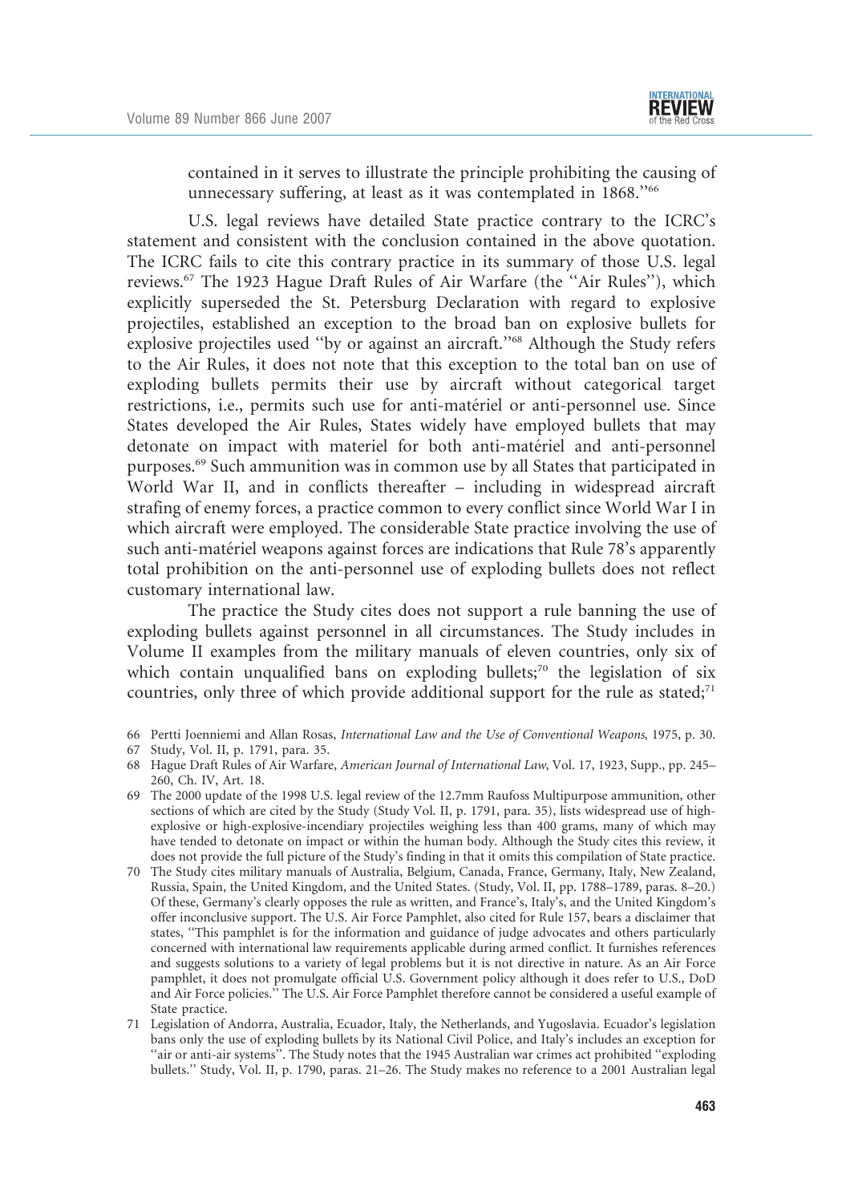contained in it serves to illustrate the principle prohibiting the causing of unnecessary suffering, at least as it was contemplated in 1868."[66]

U.S. legal reviews have detailed State practice contrary to the ICRC's statement and consistent with the conclusion contained in the above quotation. The ICRC fails to cite this contrary practice in its summary of those U.S. legal reviews.[67] The 1923 Hague Draft Rules of Air Warfare (the "Air Rules"), which explicitly superseded the St. Petersburg Declaration with regard to explosive projectiles, established an exception to the broad ban on explosive bullets for explosive projectiles used "by or against an aircraft."[68] Although the Study refers to the Air Rules, it does not note that this exception to the total ban on use of exploding bullets permits their use by aircraft without categorical target restrictions, i.e., permits such use for anti-matériel or anti-personnel use. Since States developed the Air Rules, States widely have employed bullets that may detonate on impact with materiel for both anti-matériel and anti-personnel purposes.[69] Such ammunition was in common use by all States that participated in World War II, and in conflicts thereafter – including in widespread aircraft strafing of enemy forces, a practice common to every conflict since World War I in which aircraft were employed. The considerable State practice involving the use of such anti-matériel weapons against forces are indications that Rule 78's apparently total prohibition on the anti-personnel use of exploding bullets does not reflect customary international law.

The practice the Study cites does not support a rule banning the use of exploding bullets against personnel in all circumstances. The Study includes in Volume II examples from the military manuals of eleven countries, only six of which contain unqualified bans on exploding bullets;[70] the legislation of six countries, only three of which provide additional support for the rule as stated;[71]

66 Pertti Joenniemi and Allan Rosas, *International Law and the Use of Conventional Weapons*, 1975, p. 30.

67 Study, Vol. II, p. 1791, para. 35.

68 Hague Draft Rules of Air Warfare, *American Journal of International Law*, Vol. 17, 1923, Supp., pp. 245–260, Ch. IV, Art. 18.

69 The 2000 update of the 1998 U.S. legal review of the 12.7mm Raufoss Multipurpose ammunition, other sections of which are cited by the Study (Study Vol. II, p. 1791, para. 35), lists widespread use of high-explosive or high-explosive-incendiary projectiles weighing less than 400 grams, many of which may have tended to detonate on impact or within the human body. Although the Study cites this review, it does not provide the full picture of the Study's finding in that it omits this compilation of State practice.

70 The Study cites military manuals of Australia, Belgium, Canada, France, Germany, Italy, New Zealand, Russia, Spain, the United Kingdom, and the United States. (Study, Vol. II, pp. 1788–1789, paras. 8–20.) Of these, Germany's clearly opposes the rule as written, and France's, Italy's, and the United Kingdom's offer inconclusive support. The U.S. Air Force Pamphlet, also cited for Rule 157, bears a disclaimer that states, "This pamphlet is for the information and guidance of judge advocates and others particularly concerned with international law requirements applicable during armed conflict. It furnishes references and suggests solutions to a variety of legal problems but it is not directive in nature. As an Air Force pamphlet, it does not promulgate official U.S. Government policy although it does refer to U.S., DoD and Air Force policies." The U.S. Air Force Pamphlet therefore cannot be considered a useful example of State practice.

71 Legislation of Andorra, Australia, Ecuador, Italy, the Netherlands, and Yugoslavia. Ecuador's legislation bans only the use of exploding bullets by its National Civil Police, and Italy's includes an exception for "air or anti-air systems". The Study notes that the 1945 Australian war crimes act prohibited "exploding bullets." Study, Vol. II, p. 1790, paras. 21–26. The Study makes no reference to a 2001 Australian legal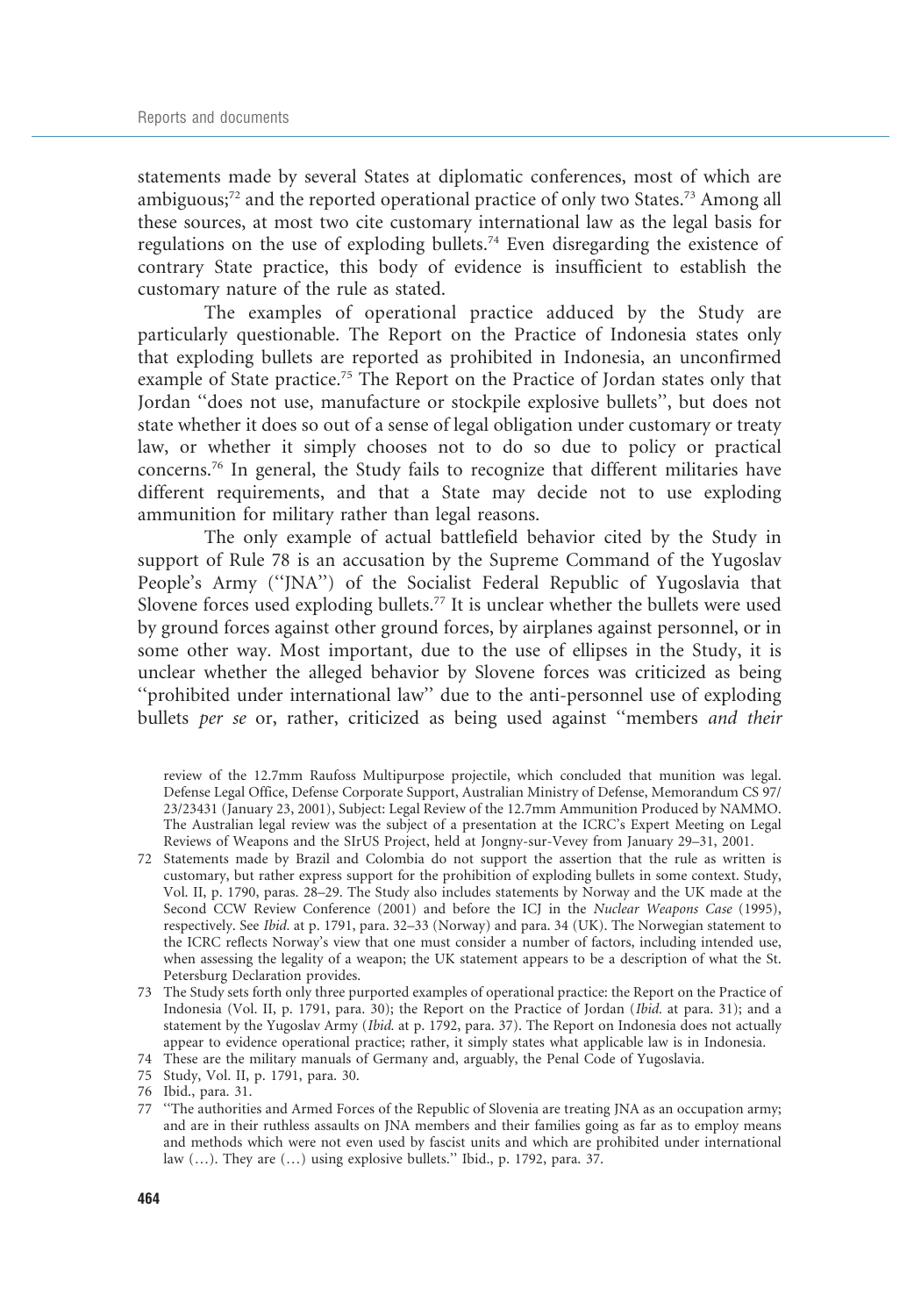statements made by several States at diplomatic conferences, most of which are ambiguous;[72] and the reported operational practice of only two States.[73] Among all these sources, at most two cite customary international law as the legal basis for regulations on the use of exploding bullets.[74] Even disregarding the existence of contrary State practice, this body of evidence is insufficient to establish the customary nature of the rule as stated.

The examples of operational practice adduced by the Study are particularly questionable. The Report on the Practice of Indonesia states only that exploding bullets are reported as prohibited in Indonesia, an unconfirmed example of State practice.[75] The Report on the Practice of Jordan states only that Jordan "does not use, manufacture or stockpile explosive bullets", but does not state whether it does so out of a sense of legal obligation under customary or treaty law, or whether it simply chooses not to do so due to policy or practical concerns.[76] In general, the Study fails to recognize that different militaries have different requirements, and that a State may decide not to use exploding ammunition for military rather than legal reasons.

The only example of actual battlefield behavior cited by the Study in support of Rule 78 is an accusation by the Supreme Command of the Yugoslav People's Army ("JNA") of the Socialist Federal Republic of Yugoslavia that Slovene forces used exploding bullets.[77] It is unclear whether the bullets were used by ground forces against other ground forces, by airplanes against personnel, or in some other way. Most important, due to the use of ellipses in the Study, it is unclear whether the alleged behavior by Slovene forces was criticized as being "prohibited under international law" due to the anti-personnel use of exploding bullets *per se* or, rather, criticized as being used against "members *and their*

review of the 12.7mm Raufoss Multipurpose projectile, which concluded that munition was legal. Defense Legal Office, Defense Corporate Support, Australian Ministry of Defense, Memorandum CS 97/23/23431 (January 23, 2001), Subject: Legal Review of the 12.7mm Ammunition Produced by NAMMO. The Australian legal review was the subject of a presentation at the ICRC's Expert Meeting on Legal Reviews of Weapons and the SIrUS Project, held at Jongny-sur-Vevey from January 29–31, 2001.

72 Statements made by Brazil and Colombia do not support the assertion that the rule as written is customary, but rather express support for the prohibition of exploding bullets in some context. Study, Vol. II, p. 1790, paras. 28–29. The Study also includes statements by Norway and the UK made at the Second CCW Review Conference (2001) and before the ICJ in the *Nuclear Weapons Case* (1995), respectively. See *Ibid.* at p. 1791, para. 32–33 (Norway) and para. 34 (UK). The Norwegian statement to the ICRC reflects Norway's view that one must consider a number of factors, including intended use, when assessing the legality of a weapon; the UK statement appears to be a description of what the St. Petersburg Declaration provides.

73 The Study sets forth only three purported examples of operational practice: the Report on the Practice of Indonesia (Vol. II, p. 1791, para. 30); the Report on the Practice of Jordan (*Ibid.* at para. 31); and a statement by the Yugoslav Army (*Ibid.* at p. 1792, para. 37). The Report on Indonesia does not actually appear to evidence operational practice; rather, it simply states what applicable law is in Indonesia.

74 These are the military manuals of Germany and, arguably, the Penal Code of Yugoslavia.

75 Study, Vol. II, p. 1791, para. 30.

76 Ibid., para. 31.

77 "The authorities and Armed Forces of the Republic of Slovenia are treating JNA as an occupation army; and are in their ruthless assaults on JNA members and their families going as far as to employ means and methods which were not even used by fascist units and which are prohibited under international law (…). They are (…) using explosive bullets." Ibid., p. 1792, para. 37.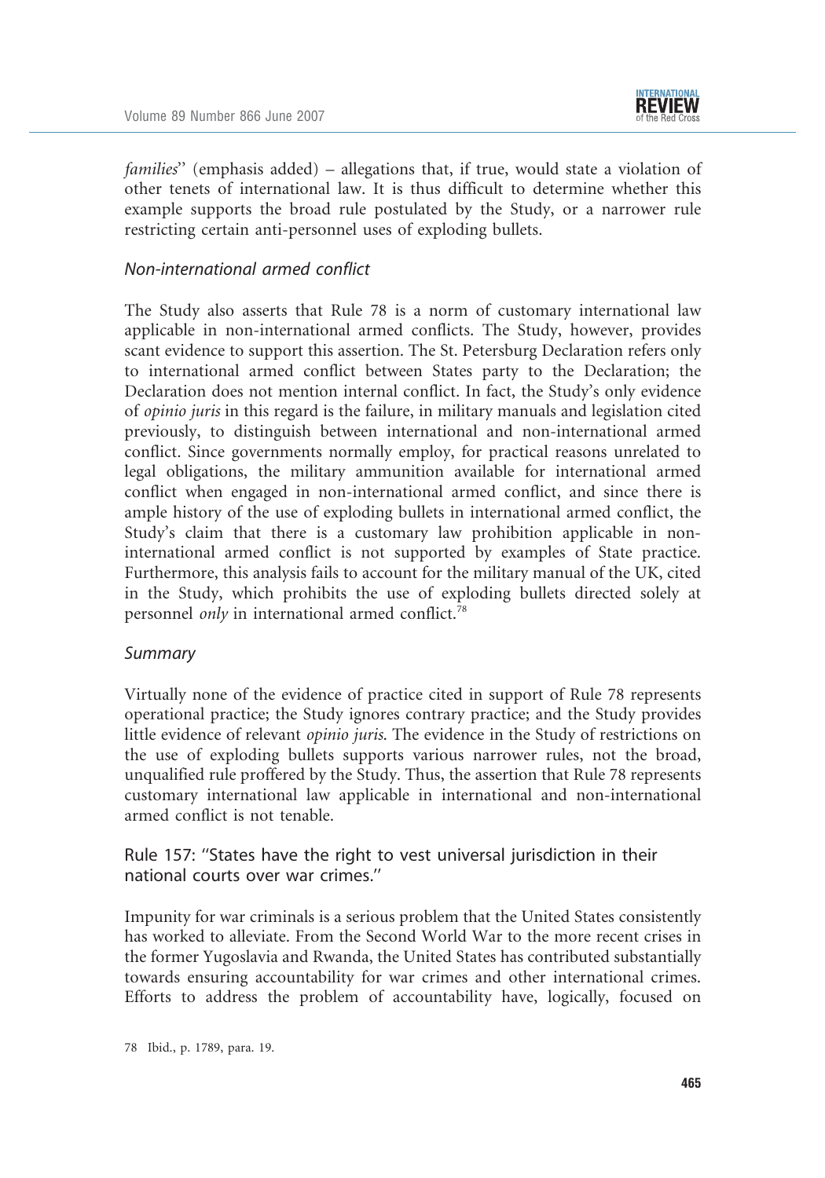*families*" (emphasis added) – allegations that, if true, would state a violation of other tenets of international law. It is thus difficult to determine whether this example supports the broad rule postulated by the Study, or a narrower rule restricting certain anti-personnel uses of exploding bullets.

### *Non-international armed conflict*

The Study also asserts that Rule 78 is a norm of customary international law applicable in non-international armed conflicts. The Study, however, provides scant evidence to support this assertion. The St. Petersburg Declaration refers only to international armed conflict between States party to the Declaration; the Declaration does not mention internal conflict. In fact, the Study's only evidence of *opinio juris* in this regard is the failure, in military manuals and legislation cited previously, to distinguish between international and non-international armed conflict. Since governments normally employ, for practical reasons unrelated to legal obligations, the military ammunition available for international armed conflict when engaged in non-international armed conflict, and since there is ample history of the use of exploding bullets in international armed conflict, the Study's claim that there is a customary law prohibition applicable in non-international armed conflict is not supported by examples of State practice. Furthermore, this analysis fails to account for the military manual of the UK, cited in the Study, which prohibits the use of exploding bullets directed solely at personnel *only* in international armed conflict.[78]

### *Summary*

Virtually none of the evidence of practice cited in support of Rule 78 represents operational practice; the Study ignores contrary practice; and the Study provides little evidence of relevant *opinio juris*. The evidence in the Study of restrictions on the use of exploding bullets supports various narrower rules, not the broad, unqualified rule proffered by the Study. Thus, the assertion that Rule 78 represents customary international law applicable in international and non-international armed conflict is not tenable.

## Rule 157: "States have the right to vest universal jurisdiction in their national courts over war crimes."

Impunity for war criminals is a serious problem that the United States consistently has worked to alleviate. From the Second World War to the more recent crises in the former Yugoslavia and Rwanda, the United States has contributed substantially towards ensuring accountability for war crimes and other international crimes. Efforts to address the problem of accountability have, logically, focused on

78 Ibid., p. 1789, para. 19.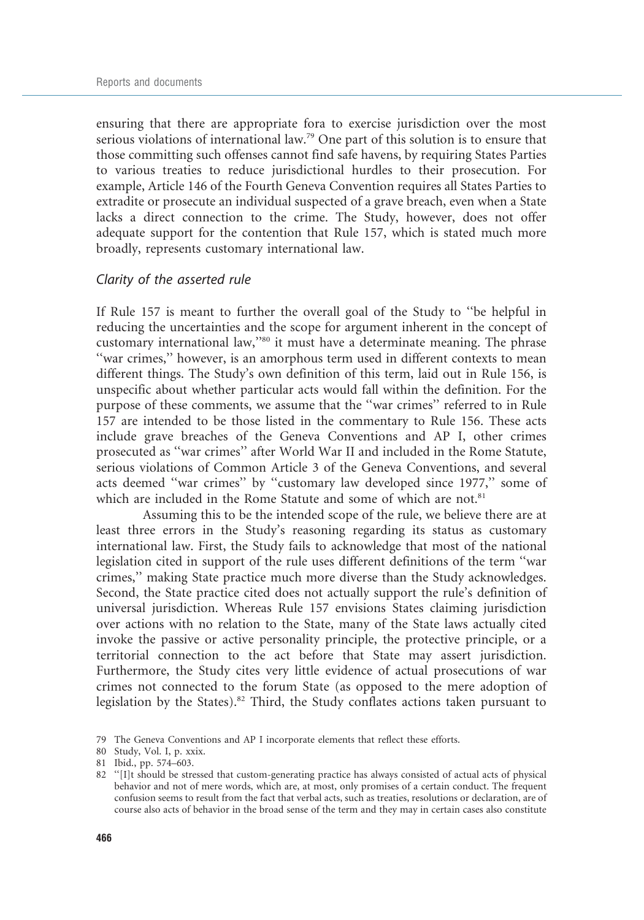ensuring that there are appropriate fora to exercise jurisdiction over the most serious violations of international law.[79] One part of this solution is to ensure that those committing such offenses cannot find safe havens, by requiring States Parties to various treaties to reduce jurisdictional hurdles to their prosecution. For example, Article 146 of the Fourth Geneva Convention requires all States Parties to extradite or prosecute an individual suspected of a grave breach, even when a State lacks a direct connection to the crime. The Study, however, does not offer adequate support for the contention that Rule 157, which is stated much more broadly, represents customary international law.

### *Clarity of the asserted rule*

If Rule 157 is meant to further the overall goal of the Study to "be helpful in reducing the uncertainties and the scope for argument inherent in the concept of customary international law,"[80] it must have a determinate meaning. The phrase "war crimes," however, is an amorphous term used in different contexts to mean different things. The Study's own definition of this term, laid out in Rule 156, is unspecific about whether particular acts would fall within the definition. For the purpose of these comments, we assume that the "war crimes" referred to in Rule 157 are intended to be those listed in the commentary to Rule 156. These acts include grave breaches of the Geneva Conventions and AP I, other crimes prosecuted as "war crimes" after World War II and included in the Rome Statute, serious violations of Common Article 3 of the Geneva Conventions, and several acts deemed "war crimes" by "customary law developed since 1977," some of which are included in the Rome Statute and some of which are not.[81]

Assuming this to be the intended scope of the rule, we believe there are at least three errors in the Study's reasoning regarding its status as customary international law. First, the Study fails to acknowledge that most of the national legislation cited in support of the rule uses different definitions of the term "war crimes," making State practice much more diverse than the Study acknowledges. Second, the State practice cited does not actually support the rule's definition of universal jurisdiction. Whereas Rule 157 envisions States claiming jurisdiction over actions with no relation to the State, many of the State laws actually cited invoke the passive or active personality principle, the protective principle, or a territorial connection to the act before that State may assert jurisdiction. Furthermore, the Study cites very little evidence of actual prosecutions of war crimes not connected to the forum State (as opposed to the mere adoption of legislation by the States).[82] Third, the Study conflates actions taken pursuant to

79 The Geneva Conventions and AP I incorporate elements that reflect these efforts.

80 Study, Vol. I, p. xxix.

81 Ibid., pp. 574–603.

82 "[I]t should be stressed that custom-generating practice has always consisted of actual acts of physical behavior and not of mere words, which are, at most, only promises of a certain conduct. The frequent confusion seems to result from the fact that verbal acts, such as treaties, resolutions or declaration, are of course also acts of behavior in the broad sense of the term and they may in certain cases also constitute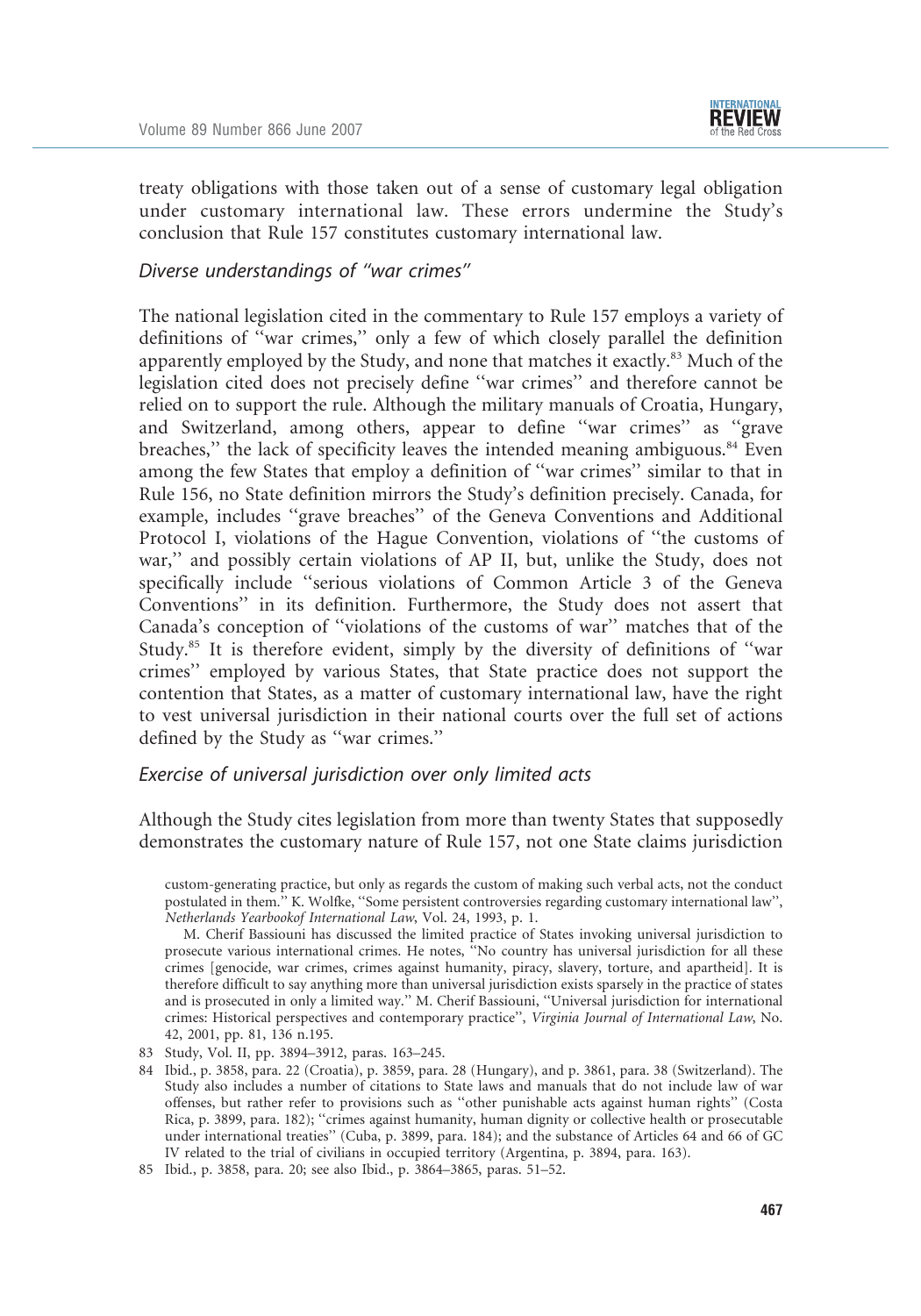treaty obligations with those taken out of a sense of customary legal obligation under customary international law. These errors undermine the Study's conclusion that Rule 157 constitutes customary international law.

### *Diverse understandings of "war crimes"*

The national legislation cited in the commentary to Rule 157 employs a variety of definitions of "war crimes," only a few of which closely parallel the definition apparently employed by the Study, and none that matches it exactly.[83] Much of the legislation cited does not precisely define "war crimes" and therefore cannot be relied on to support the rule. Although the military manuals of Croatia, Hungary, and Switzerland, among others, appear to define "war crimes" as "grave breaches," the lack of specificity leaves the intended meaning ambiguous.[84] Even among the few States that employ a definition of "war crimes" similar to that in Rule 156, no State definition mirrors the Study's definition precisely. Canada, for example, includes "grave breaches" of the Geneva Conventions and Additional Protocol I, violations of the Hague Convention, violations of "the customs of war," and possibly certain violations of AP II, but, unlike the Study, does not specifically include "serious violations of Common Article 3 of the Geneva Conventions" in its definition. Furthermore, the Study does not assert that Canada's conception of "violations of the customs of war" matches that of the Study.[85] It is therefore evident, simply by the diversity of definitions of "war crimes" employed by various States, that State practice does not support the contention that States, as a matter of customary international law, have the right to vest universal jurisdiction in their national courts over the full set of actions defined by the Study as "war crimes."

### *Exercise of universal jurisdiction over only limited acts*

Although the Study cites legislation from more than twenty States that supposedly demonstrates the customary nature of Rule 157, not one State claims jurisdiction

custom-generating practice, but only as regards the custom of making such verbal acts, not the conduct postulated in them." K. Wolfke, "Some persistent controversies regarding customary international law", *Netherlands Yearbookof International Law*, Vol. 24, 1993, p. 1.

M. Cherif Bassiouni has discussed the limited practice of States invoking universal jurisdiction to prosecute various international crimes. He notes, "No country has universal jurisdiction for all these crimes [genocide, war crimes, crimes against humanity, piracy, slavery, torture, and apartheid]. It is therefore difficult to say anything more than universal jurisdiction exists sparsely in the practice of states and is prosecuted in only a limited way." M. Cherif Bassiouni, "Universal jurisdiction for international crimes: Historical perspectives and contemporary practice", *Virginia Journal of International Law*, No. 42, 2001, pp. 81, 136 n.195.

83 Study, Vol. II, pp. 3894–3912, paras. 163–245.

84 Ibid., p. 3858, para. 22 (Croatia), p. 3859, para. 28 (Hungary), and p. 3861, para. 38 (Switzerland). The Study also includes a number of citations to State laws and manuals that do not include law of war offenses, but rather refer to provisions such as "other punishable acts against human rights" (Costa Rica, p. 3899, para. 182); "crimes against humanity, human dignity or collective health or prosecutable under international treaties" (Cuba, p. 3899, para. 184); and the substance of Articles 64 and 66 of GC IV related to the trial of civilians in occupied territory (Argentina, p. 3894, para. 163).

85 Ibid., p. 3858, para. 20; see also Ibid., p. 3864–3865, paras. 51–52.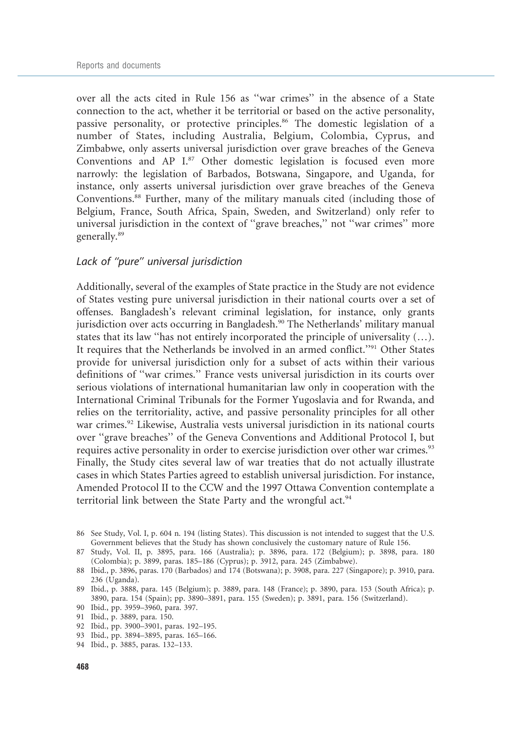over all the acts cited in Rule 156 as ''war crimes'' in the absence of a State connection to the act, whether it be territorial or based on the active personality, passive personality, or protective principles.[86] The domestic legislation of a number of States, including Australia, Belgium, Colombia, Cyprus, and Zimbabwe, only asserts universal jurisdiction over grave breaches of the Geneva Conventions and AP I.[87] Other domestic legislation is focused even more narrowly: the legislation of Barbados, Botswana, Singapore, and Uganda, for instance, only asserts universal jurisdiction over grave breaches of the Geneva Conventions.[88] Further, many of the military manuals cited (including those of Belgium, France, South Africa, Spain, Sweden, and Switzerland) only refer to universal jurisdiction in the context of ''grave breaches,'' not ''war crimes'' more generally.[89]

### *Lack of ''pure'' universal jurisdiction*

Additionally, several of the examples of State practice in the Study are not evidence of States vesting pure universal jurisdiction in their national courts over a set of offenses. Bangladesh's relevant criminal legislation, for instance, only grants jurisdiction over acts occurring in Bangladesh.[90] The Netherlands' military manual states that its law ''has not entirely incorporated the principle of universality (…). It requires that the Netherlands be involved in an armed conflict.''[91] Other States provide for universal jurisdiction only for a subset of acts within their various definitions of ''war crimes.'' France vests universal jurisdiction in its courts over serious violations of international humanitarian law only in cooperation with the International Criminal Tribunals for the Former Yugoslavia and for Rwanda, and relies on the territoriality, active, and passive personality principles for all other war crimes.[92] Likewise, Australia vests universal jurisdiction in its national courts over ''grave breaches'' of the Geneva Conventions and Additional Protocol I, but requires active personality in order to exercise jurisdiction over other war crimes.[93] Finally, the Study cites several law of war treaties that do not actually illustrate cases in which States Parties agreed to establish universal jurisdiction. For instance, Amended Protocol II to the CCW and the 1997 Ottawa Convention contemplate a territorial link between the State Party and the wrongful act.[94]

86 See Study, Vol. I, p. 604 n. 194 (listing States). This discussion is not intended to suggest that the U.S. Government believes that the Study has shown conclusively the customary nature of Rule 156.

87 Study, Vol. II, p. 3895, para. 166 (Australia); p. 3896, para. 172 (Belgium); p. 3898, para. 180 (Colombia); p. 3899, paras. 185–186 (Cyprus); p. 3912, para. 245 (Zimbabwe).

88 Ibid., p. 3896, paras. 170 (Barbados) and 174 (Botswana); p. 3908, para. 227 (Singapore); p. 3910, para. 236 (Uganda).

89 Ibid., p. 3888, para. 145 (Belgium); p. 3889, para. 148 (France); p. 3890, para. 153 (South Africa); p. 3890, para. 154 (Spain); pp. 3890–3891, para. 155 (Sweden); p. 3891, para. 156 (Switzerland).

90 Ibid., pp. 3959–3960, para. 397.

91 Ibid., p. 3889, para. 150.

92 Ibid., pp. 3900–3901, paras. 192–195.

93 Ibid., pp. 3894–3895, paras. 165–166.

94 Ibid., p. 3885, paras. 132–133.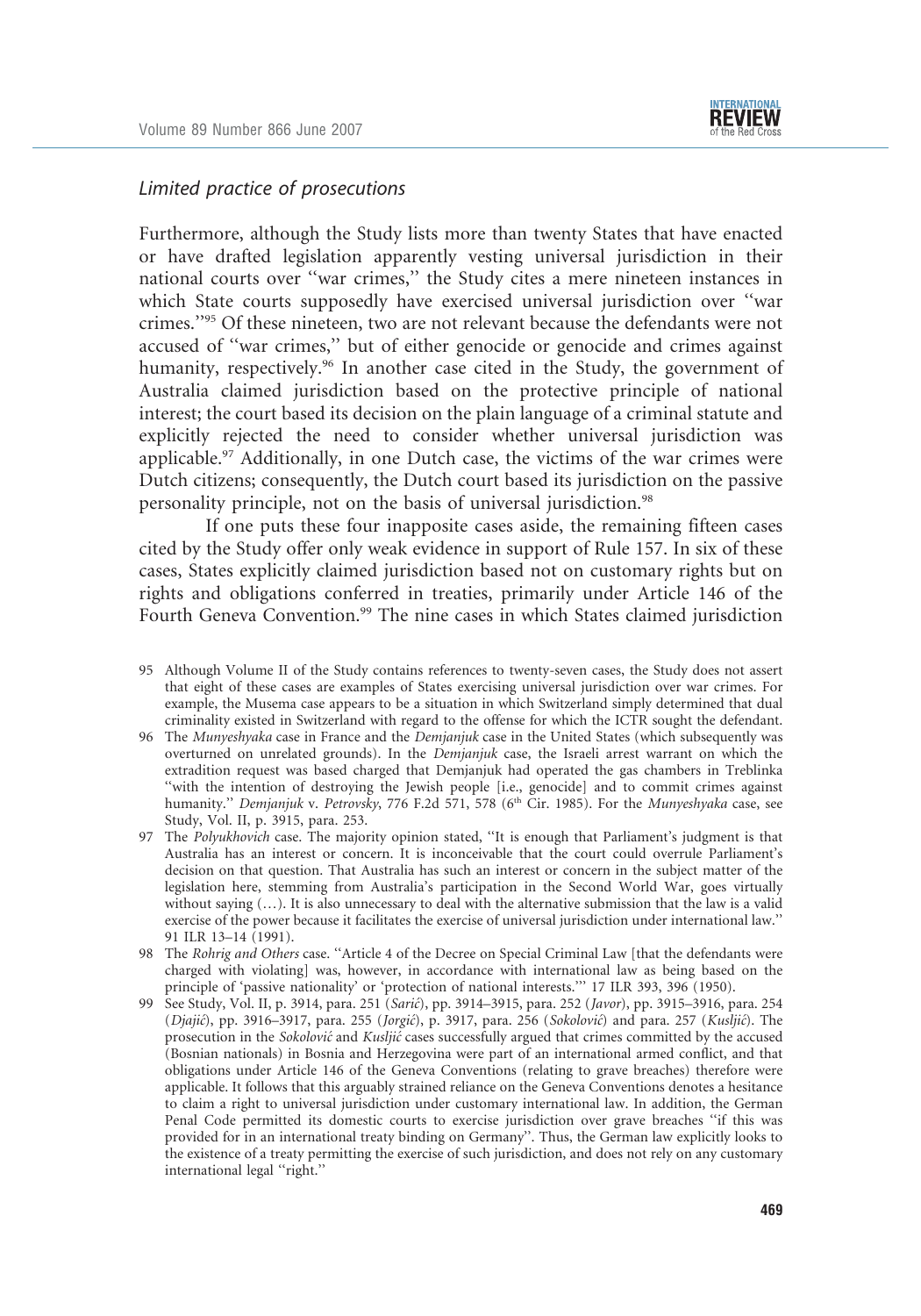### *Limited practice of prosecutions*

Furthermore, although the Study lists more than twenty States that have enacted or have drafted legislation apparently vesting universal jurisdiction in their national courts over ''war crimes,'' the Study cites a mere nineteen instances in which State courts supposedly have exercised universal jurisdiction over ''war crimes.''[95] Of these nineteen, two are not relevant because the defendants were not accused of ''war crimes,'' but of either genocide or genocide and crimes against humanity, respectively.[96] In another case cited in the Study, the government of Australia claimed jurisdiction based on the protective principle of national interest; the court based its decision on the plain language of a criminal statute and explicitly rejected the need to consider whether universal jurisdiction was applicable.[97] Additionally, in one Dutch case, the victims of the war crimes were Dutch citizens; consequently, the Dutch court based its jurisdiction on the passive personality principle, not on the basis of universal jurisdiction.[98]

If one puts these four inapposite cases aside, the remaining fifteen cases cited by the Study offer only weak evidence in support of Rule 157. In six of these cases, States explicitly claimed jurisdiction based not on customary rights but on rights and obligations conferred in treaties, primarily under Article 146 of the Fourth Geneva Convention.[99] The nine cases in which States claimed jurisdiction

95 Although Volume II of the Study contains references to twenty-seven cases, the Study does not assert that eight of these cases are examples of States exercising universal jurisdiction over war crimes. For example, the Musema case appears to be a situation in which Switzerland simply determined that dual criminality existed in Switzerland with regard to the offense for which the ICTR sought the defendant.

96 The *Munyeshyaka* case in France and the *Demjanjuk* case in the United States (which subsequently was overturned on unrelated grounds). In the *Demjanjuk* case, the Israeli arrest warrant on which the extradition request was based charged that Demjanjuk had operated the gas chambers in Treblinka ''with the intention of destroying the Jewish people [i.e., genocide] and to commit crimes against humanity.'' *Demjanjuk* v. *Petrovsky*, 776 F.2d 571, 578 (6th Cir. 1985). For the *Munyeshyaka* case, see Study, Vol. II, p. 3915, para. 253.

97 The *Polyukhovich* case. The majority opinion stated, ''It is enough that Parliament's judgment is that Australia has an interest or concern. It is inconceivable that the court could overrule Parliament's decision on that question. That Australia has such an interest or concern in the subject matter of the legislation here, stemming from Australia's participation in the Second World War, goes virtually without saying (…). It is also unnecessary to deal with the alternative submission that the law is a valid exercise of the power because it facilitates the exercise of universal jurisdiction under international law.'' 91 ILR 13–14 (1991).

98 The *Rohrig and Others* case. ''Article 4 of the Decree on Special Criminal Law [that the defendants were charged with violating] was, however, in accordance with international law as being based on the principle of 'passive nationality' or 'protection of national interests.''' 17 ILR 393, 396 (1950).

99 See Study, Vol. II, p. 3914, para. 251 (*Sarić*), pp. 3914–3915, para. 252 (*Javor*), pp. 3915–3916, para. 254 (*Djajić*), pp. 3916–3917, para. 255 (*Jorgić*), p. 3917, para. 256 (*Sokolović*) and para. 257 (*Kusljić*). The prosecution in the *Sokolović* and *Kusljić* cases successfully argued that crimes committed by the accused (Bosnian nationals) in Bosnia and Herzegovina were part of an international armed conflict, and that obligations under Article 146 of the Geneva Conventions (relating to grave breaches) therefore were applicable. It follows that this arguably strained reliance on the Geneva Conventions denotes a hesitance to claim a right to universal jurisdiction under customary international law. In addition, the German Penal Code permitted its domestic courts to exercise jurisdiction over grave breaches ''if this was provided for in an international treaty binding on Germany''. Thus, the German law explicitly looks to the existence of a treaty permitting the exercise of such jurisdiction, and does not rely on any customary international legal ''right.''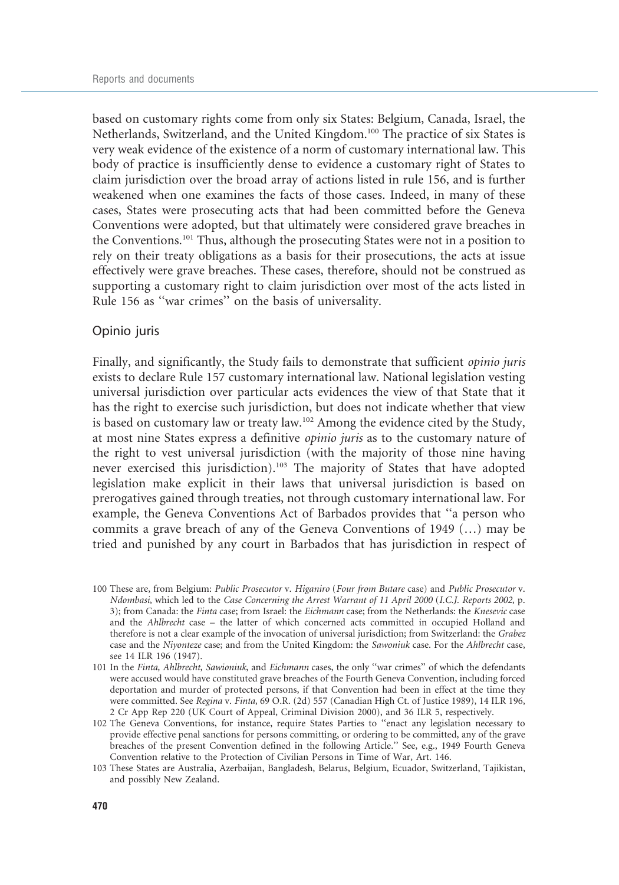based on customary rights come from only six States: Belgium, Canada, Israel, the Netherlands, Switzerland, and the United Kingdom.[100] The practice of six States is very weak evidence of the existence of a norm of customary international law. This body of practice is insufficiently dense to evidence a customary right of States to claim jurisdiction over the broad array of actions listed in rule 156, and is further weakened when one examines the facts of those cases. Indeed, in many of these cases, States were prosecuting acts that had been committed before the Geneva Conventions were adopted, but that ultimately were considered grave breaches in the Conventions.[101] Thus, although the prosecuting States were not in a position to rely on their treaty obligations as a basis for their prosecutions, the acts at issue effectively were grave breaches. These cases, therefore, should not be construed as supporting a customary right to claim jurisdiction over most of the acts listed in Rule 156 as "war crimes" on the basis of universality.

### Opinio juris

Finally, and significantly, the Study fails to demonstrate that sufficient *opinio juris* exists to declare Rule 157 customary international law. National legislation vesting universal jurisdiction over particular acts evidences the view of that State that it has the right to exercise such jurisdiction, but does not indicate whether that view is based on customary law or treaty law.[102] Among the evidence cited by the Study, at most nine States express a definitive *opinio juris* as to the customary nature of the right to vest universal jurisdiction (with the majority of those nine having never exercised this jurisdiction).[103] The majority of States that have adopted legislation make explicit in their laws that universal jurisdiction is based on prerogatives gained through treaties, not through customary international law. For example, the Geneva Conventions Act of Barbados provides that "a person who commits a grave breach of any of the Geneva Conventions of 1949 (…) may be tried and punished by any court in Barbados that has jurisdiction in respect of

---

100 These are, from Belgium: *Public Prosecutor* v. *Higaniro* (*Four from Butare* case) and *Public Prosecutor* v. *Ndombasi*, which led to the *Case Concerning the Arrest Warrant of 11 April 2000* (*I.C.J. Reports 2002*, p. 3); from Canada: the *Finta* case; from Israel: the *Eichmann* case; from the Netherlands: the *Knesevic* case and the *Ahlbrecht* case – the latter of which concerned acts committed in occupied Holland and therefore is not a clear example of the invocation of universal jurisdiction; from Switzerland: the *Grabez* case and the *Niyonteze* case; and from the United Kingdom: the *Sawoniuk* case. For the *Ahlbrecht* case, see 14 ILR 196 (1947).

101 In the *Finta, Ahlbrecht, Sawioniuk*, and *Eichmann* cases, the only "war crimes" of which the defendants were accused would have constituted grave breaches of the Fourth Geneva Convention, including forced deportation and murder of protected persons, if that Convention had been in effect at the time they were committed. See *Regina* v. *Finta*, 69 O.R. (2d) 557 (Canadian High Ct. of Justice 1989), 14 ILR 196, 2 Cr App Rep 220 (UK Court of Appeal, Criminal Division 2000), and 36 ILR 5, respectively.

102 The Geneva Conventions, for instance, require States Parties to "enact any legislation necessary to provide effective penal sanctions for persons committing, or ordering to be committed, any of the grave breaches of the present Convention defined in the following Article." See, e.g., 1949 Fourth Geneva Convention relative to the Protection of Civilian Persons in Time of War, Art. 146.

103 These States are Australia, Azerbaijan, Bangladesh, Belarus, Belgium, Ecuador, Switzerland, Tajikistan, and possibly New Zealand.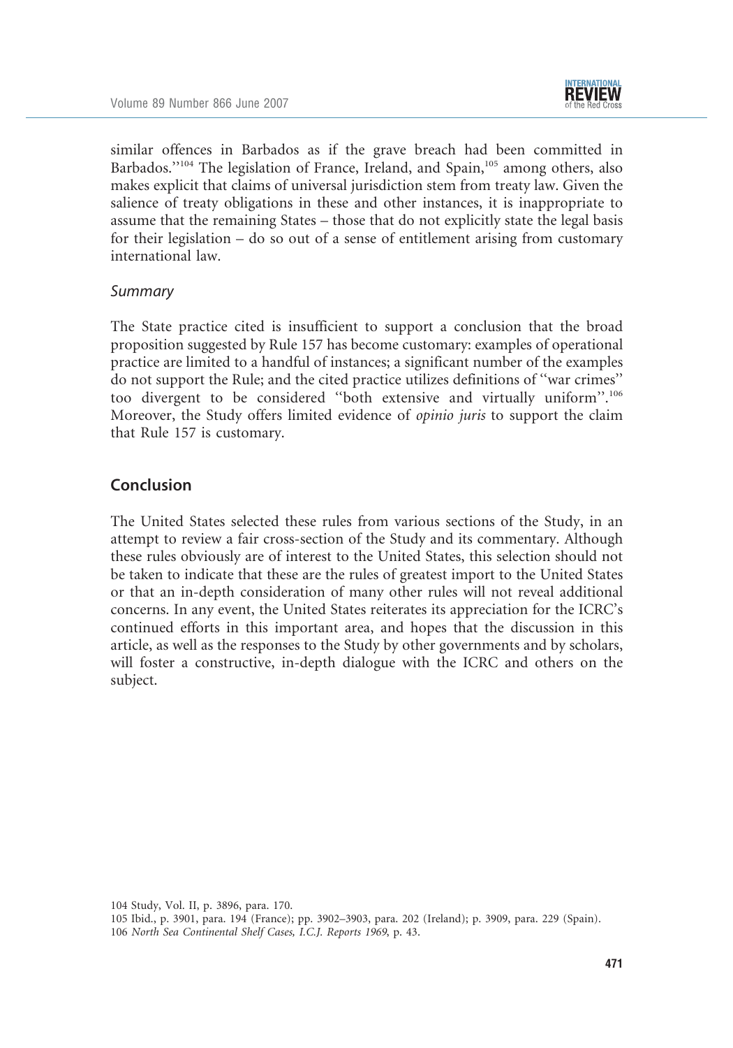similar offences in Barbados as if the grave breach had been committed in Barbados."[104] The legislation of France, Ireland, and Spain,[105] among others, also makes explicit that claims of universal jurisdiction stem from treaty law. Given the salience of treaty obligations in these and other instances, it is inappropriate to assume that the remaining States – those that do not explicitly state the legal basis for their legislation – do so out of a sense of entitlement arising from customary international law.

### *Summary*

The State practice cited is insufficient to support a conclusion that the broad proposition suggested by Rule 157 has become customary: examples of operational practice are limited to a handful of instances; a significant number of the examples do not support the Rule; and the cited practice utilizes definitions of "war crimes" too divergent to be considered "both extensive and virtually uniform".[106] Moreover, the Study offers limited evidence of *opinio juris* to support the claim that Rule 157 is customary.

## Conclusion

The United States selected these rules from various sections of the Study, in an attempt to review a fair cross-section of the Study and its commentary. Although these rules obviously are of interest to the United States, this selection should not be taken to indicate that these are the rules of greatest import to the United States or that an in-depth consideration of many other rules will not reveal additional concerns. In any event, the United States reiterates its appreciation for the ICRC's continued efforts in this important area, and hopes that the discussion in this article, as well as the responses to the Study by other governments and by scholars, will foster a constructive, in-depth dialogue with the ICRC and others on the subject.

104 Study, Vol. II, p. 3896, para. 170.

105 Ibid., p. 3901, para. 194 (France); pp. 3902–3903, para. 202 (Ireland); p. 3909, para. 229 (Spain).

106 *North Sea Continental Shelf Cases, I.C.J. Reports 1969*, p. 43.